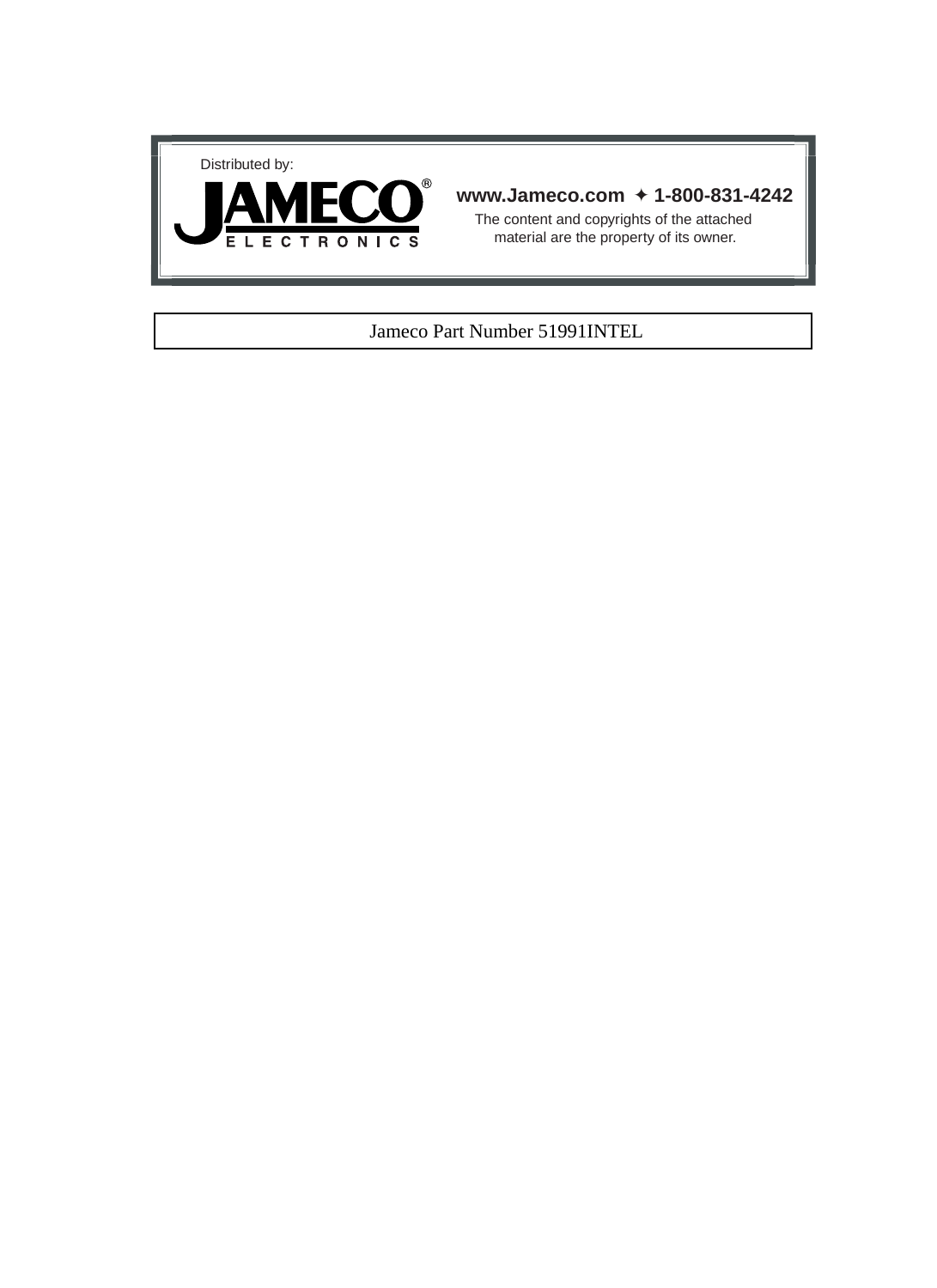Distributed by:

JAMECO®
ELECTRONICS

**www.Jameco.com ✦ 1-800-831-4242**

The content and copyrights of the attached material are the property of its owner.

Jameco Part Number 51991INTEL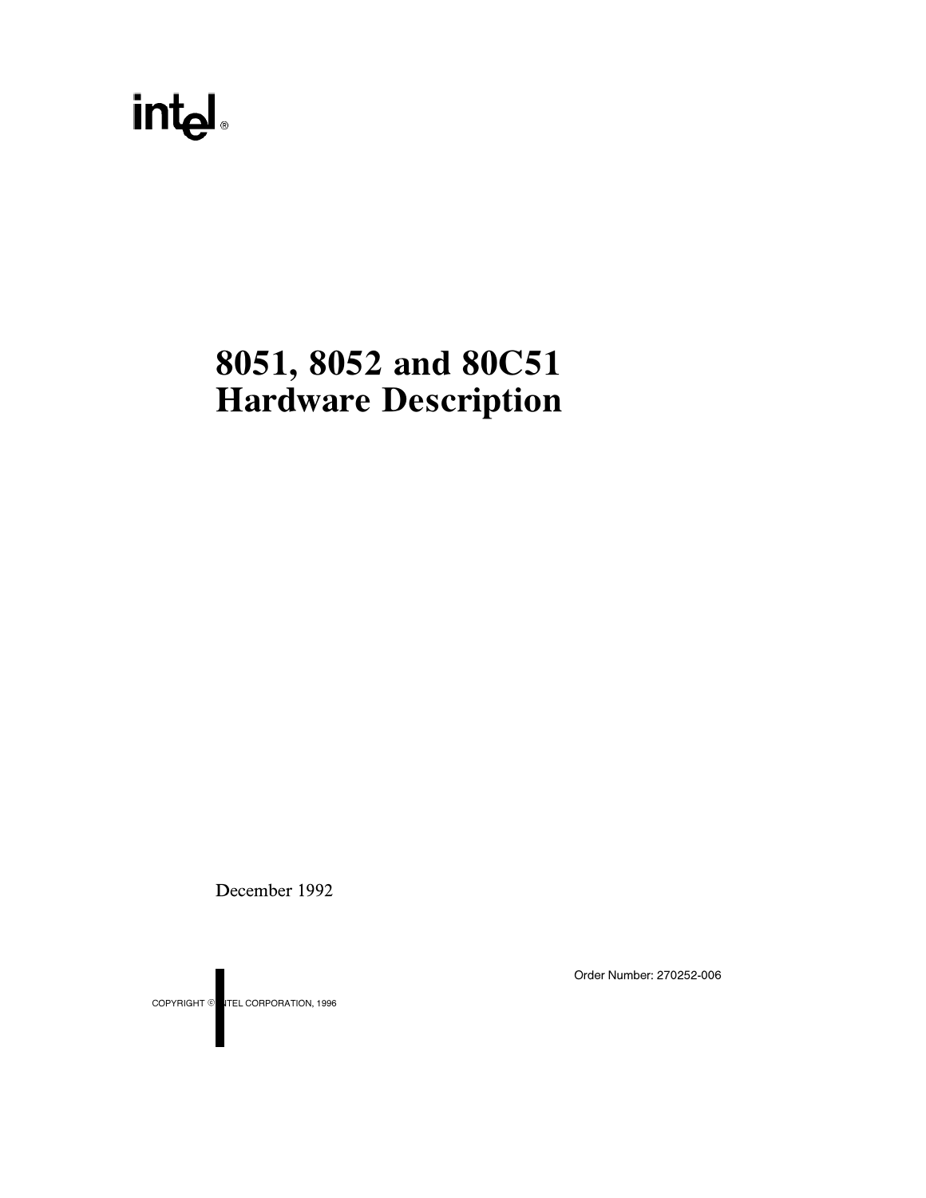intel®

# 8051, 8052 and 80C51 Hardware Description

December 1992

Order Number: 270252-006

COPYRIGHT © INTEL CORPORATION, 1996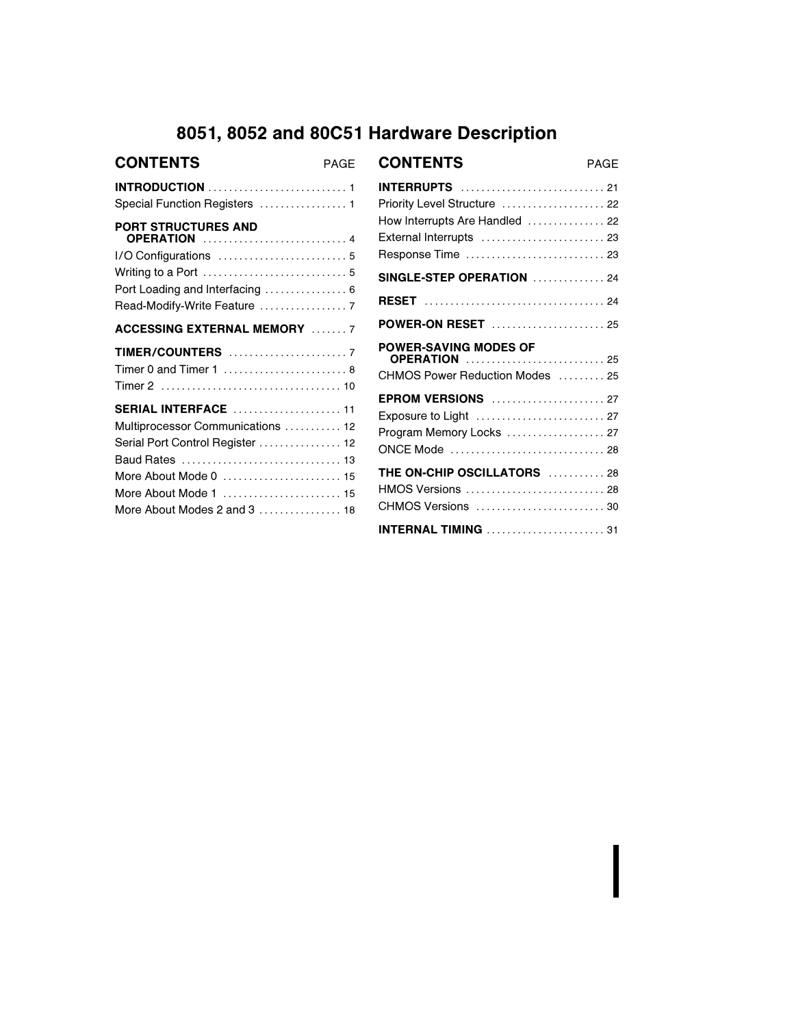# 8051, 8052 and 80C51 Hardware Description

## CONTENTS

| CONTENTS | PAGE |
|---|---|
| **INTRODUCTION** | 1 |
| Special Function Registers | 1 |
| **PORT STRUCTURES AND OPERATION** | 4 |
| I/O Configurations | 5 |
| Writing to a Port | 5 |
| Port Loading and Interfacing | 6 |
| Read-Modify-Write Feature | 7 |
| **ACCESSING EXTERNAL MEMORY** | 7 |
| **TIMER/COUNTERS** | 7 |
| Timer 0 and Timer 1 | 8 |
| Timer 2 | 10 |
| **SERIAL INTERFACE** | 11 |
| Multiprocessor Communications | 12 |
| Serial Port Control Register | 12 |
| Baud Rates | 13 |
| More About Mode 0 | 15 |
| More About Mode 1 | 15 |
| More About Modes 2 and 3 | 18 |
| **INTERRUPTS** | 21 |
| Priority Level Structure | 22 |
| How Interrupts Are Handled | 22 |
| External Interrupts | 23 |
| Response Time | 23 |
| **SINGLE-STEP OPERATION** | 24 |
| **RESET** | 24 |
| **POWER-ON RESET** | 25 |
| **POWER-SAVING MODES OF OPERATION** | 25 |
| CHMOS Power Reduction Modes | 25 |
| **EPROM VERSIONS** | 27 |
| Exposure to Light | 27 |
| Program Memory Locks | 27 |
| ONCE Mode | 28 |
| **THE ON-CHIP OSCILLATORS** | 28 |
| HMOS Versions | 28 |
| CHMOS Versions | 30 |
| **INTERNAL TIMING** | 31 |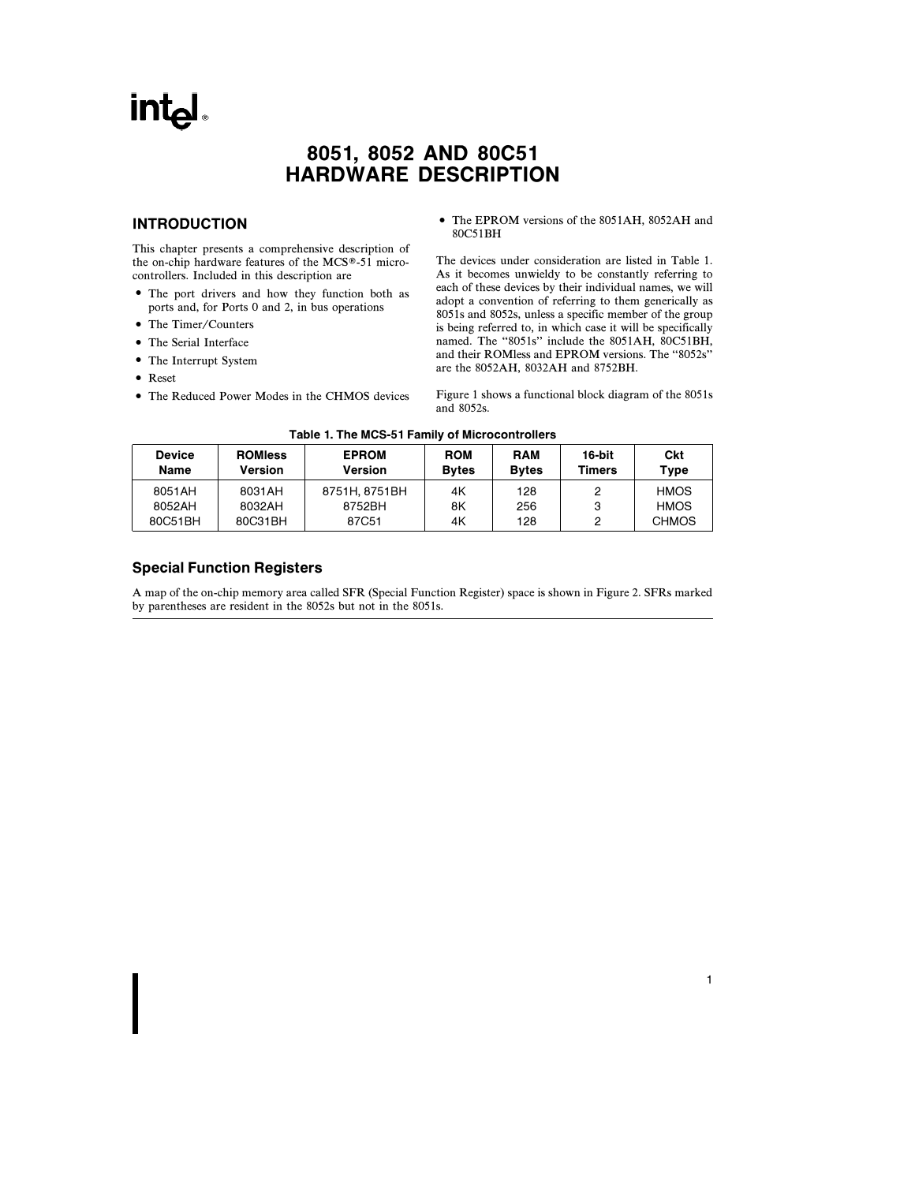# 8051, 8052 AND 80C51 HARDWARE DESCRIPTION

## INTRODUCTION

This chapter presents a comprehensive description of the on-chip hardware features of the MCS®-51 microcontrollers. Included in this description are

- The port drivers and how they function both as ports and, for Ports 0 and 2, in bus operations
- The Timer/Counters
- The Serial Interface
- The Interrupt System
- Reset
- The Reduced Power Modes in the CHMOS devices
- The EPROM versions of the 8051AH, 8052AH and 80C51BH

The devices under consideration are listed in Table 1. As it becomes unwieldy to be constantly referring to each of these devices by their individual names, we will adopt a convention of referring to them generically as 8051s and 8052s, unless a specific member of the group is being referred to, in which case it will be specifically named. The "8051s" include the 8051AH, 80C51BH, and their ROMless and EPROM versions. The "8052s" are the 8052AH, 8032AH and 8752BH.

Figure 1 shows a functional block diagram of the 8051s and 8052s.

**Table 1. The MCS-51 Family of Microcontrollers**

| Device Name | ROMless Version | EPROM Version | ROM Bytes | RAM Bytes | 16-bit Timers | Ckt Type |
|---|---|---|---|---|---|---|
| 8051AH | 8031AH | 8751H, 8751BH | 4K | 128 | 2 | HMOS |
| 8052AH | 8032AH | 8752BH | 8K | 256 | 3 | HMOS |
| 80C51BH | 80C31BH | 87C51 | 4K | 128 | 2 | CHMOS |

### Special Function Registers

A map of the on-chip memory area called SFR (Special Function Register) space is shown in Figure 2. SFRs marked by parentheses are resident in the 8052s but not in the 8051s.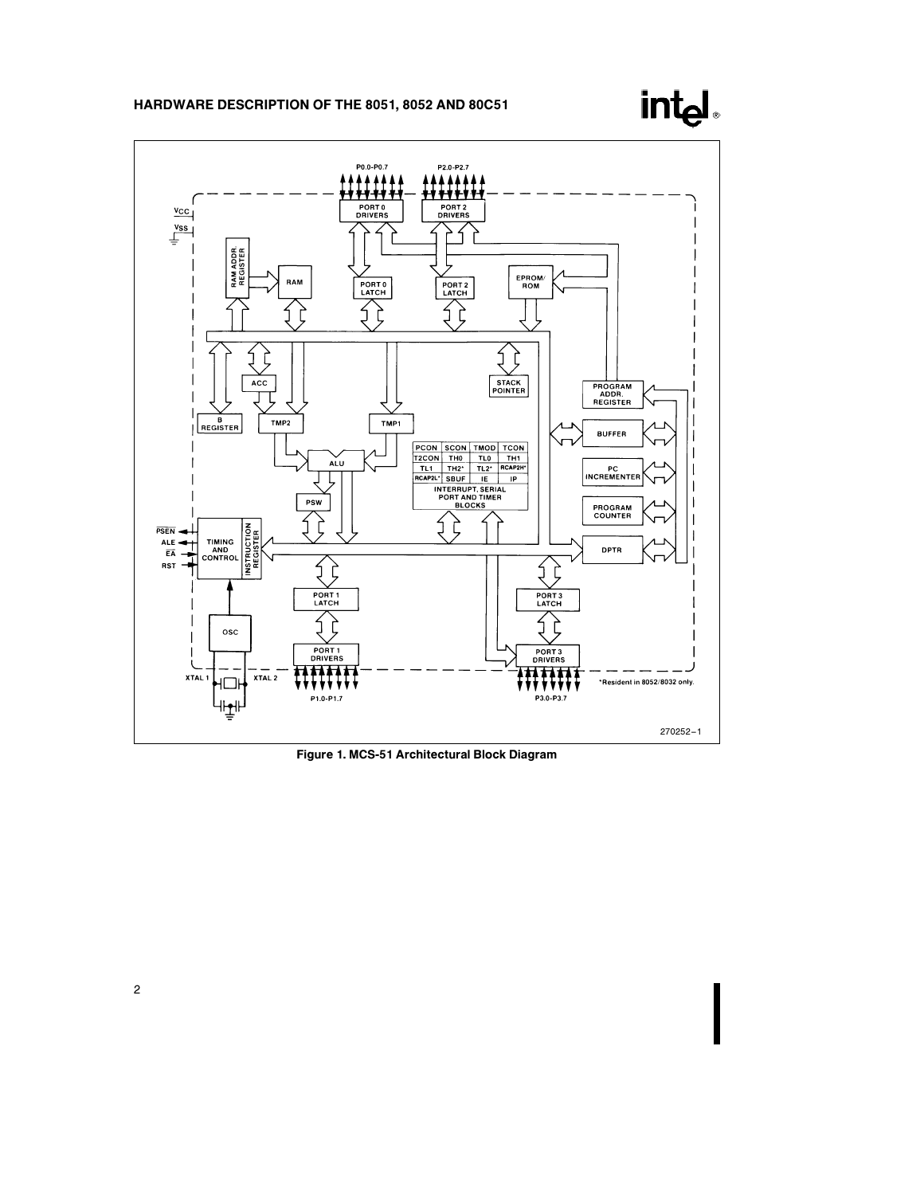PCON | SCON | TMOD | TCON
T2CON | TH0 | TL0 | TH1
TL1 | TH2* | TL2* | RCAP2H*
RCAP2L* | SBUF | IE | IP

INTERRUPT, SERIAL PORT AND TIMER BLOCKS

*Resident in 8052/8032 only.

270252–1

**Figure 1. MCS-51 Architectural Block Diagram**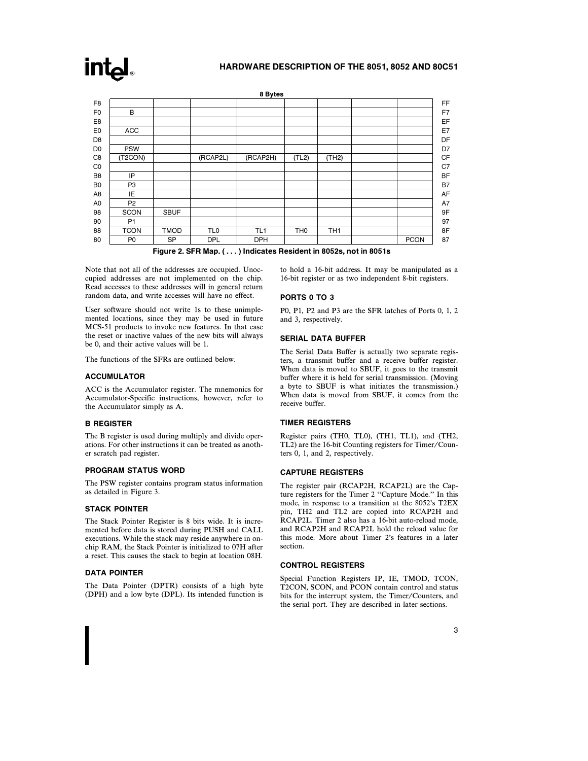| | 8 Bytes | | | | | | | | |
|---|---|---|---|---|---|---|---|---|---|
| F8 | | | | | | | | | FF |
| F0 | B | | | | | | | | F7 |
| E8 | | | | | | | | | EF |
| E0 | ACC | | | | | | | | E7 |
| D8 | | | | | | | | | DF |
| D0 | PSW | | | | | | | | D7 |
| C8 | (T2CON) | | (RCAP2L) | (RCAP2H) | (TL2) | (TH2) | | | CF |
| C0 | | | | | | | | | C7 |
| B8 | IP | | | | | | | | BF |
| B0 | P3 | | | | | | | | B7 |
| A8 | IE | | | | | | | | AF |
| A0 | P2 | | | | | | | | A7 |
| 98 | SCON | SBUF | | | | | | | 9F |
| 90 | P1 | | | | | | | | 97 |
| 88 | TCON | TMOD | TL0 | TL1 | TH0 | TH1 | | | 8F |
| 80 | P0 | SP | DPL | DPH | | | | PCON | 87 |

**Figure 2. SFR Map. ( . . . ) Indicates Resident in 8052s, not in 8051s**

Note that not all of the addresses are occupied. Unoccupied addresses are not implemented on the chip. Read accesses to these addresses will in general return random data, and write accesses will have no effect.

User software should not write 1s to these unimplemented locations, since they may be used in future MCS-51 products to invoke new features. In that case the reset or inactive values of the new bits will always be 0, and their active values will be 1.

The functions of the SFRs are outlined below.

### ACCUMULATOR

ACC is the Accumulator register. The mnemonics for Accumulator-Specific instructions, however, refer to the Accumulator simply as A.

### B REGISTER

The B register is used during multiply and divide operations. For other instructions it can be treated as another scratch pad register.

### PROGRAM STATUS WORD

The PSW register contains program status information as detailed in Figure 3.

### STACK POINTER

The Stack Pointer Register is 8 bits wide. It is incremented before data is stored during PUSH and CALL executions. While the stack may reside anywhere in on-chip RAM, the Stack Pointer is initialized to 07H after a reset. This causes the stack to begin at location 08H.

### DATA POINTER

The Data Pointer (DPTR) consists of a high byte (DPH) and a low byte (DPL). Its intended function is to hold a 16-bit address. It may be manipulated as a 16-bit register or as two independent 8-bit registers.

### PORTS 0 TO 3

P0, P1, P2 and P3 are the SFR latches of Ports 0, 1, 2 and 3, respectively.

### SERIAL DATA BUFFER

The Serial Data Buffer is actually two separate registers, a transmit buffer and a receive buffer register. When data is moved to SBUF, it goes to the transmit buffer where it is held for serial transmission. (Moving a byte to SBUF is what initiates the transmission.) When data is moved from SBUF, it comes from the receive buffer.

### TIMER REGISTERS

Register pairs (TH0, TL0), (TH1, TL1), and (TH2, TL2) are the 16-bit Counting registers for Timer/Counters 0, 1, and 2, respectively.

### CAPTURE REGISTERS

The register pair (RCAP2H, RCAP2L) are the Capture registers for the Timer 2 "Capture Mode." In this mode, in response to a transition at the 8052's T2EX pin, TH2 and TL2 are copied into RCAP2H and RCAP2L. Timer 2 also has a 16-bit auto-reload mode, and RCAP2H and RCAP2L hold the reload value for this mode. More about Timer 2's features in a later section.

### CONTROL REGISTERS

Special Function Registers IP, IE, TMOD, TCON, T2CON, SCON, and PCON contain control and status bits for the interrupt system, the Timer/Counters, and the serial port. They are described in later sections.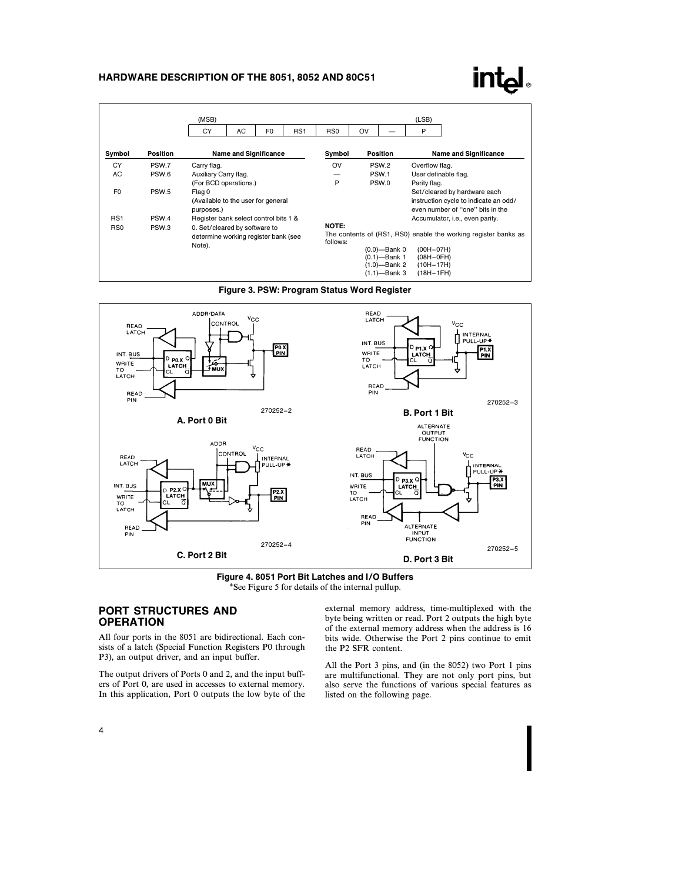| (MSB) | | | | | | | (LSB) |
|---|---|---|---|---|---|---|---|
| CY | AC | F0 | RS1 | RS0 | OV | — | P |

| Symbol | Position | Name and Significance |
|---|---|---|
| CY | PSW.7 | Carry flag. |
| AC | PSW.6 | Auxiliary Carry flag. (For BCD operations.) |
| F0 | PSW.5 | Flag 0 (Available to the user for general purposes.) |
| RS1 | PSW.4 | Register bank select control bits 1 & |
| RS0 | PSW.3 | 0. Set/cleared by software to determine working register bank (see Note). |
| OV | PSW.2 | Overflow flag. |
| — | PSW.1 | User definable flag. |
| P | PSW.0 | Parity flag. Set/cleared by hardware each instruction cycle to indicate an odd/even number of "one" bits in the Accumulator, i.e., even parity. |

**NOTE:**
The contents of (RS1, RS0) enable the working register banks as follows:

(0.0)—Bank 0 (00H–07H)
(0.1)—Bank 1 (08H–0FH)
(1.0)—Bank 2 (10H–17H)
(1.1)—Bank 3 (18H–1FH)

**Figure 3. PSW: Program Status Word Register**

**A. Port 0 Bit** (270252–2)

**B. Port 1 Bit** (270252–3)

**C. Port 2 Bit** (270252–4)

**D. Port 3 Bit** (270252–5)

**Figure 4. 8051 Port Bit Latches and I/O Buffers**
*See Figure 5 for details of the internal pullup.

## PORT STRUCTURES AND OPERATION

All four ports in the 8051 are bidirectional. Each consists of a latch (Special Function Registers P0 through P3), an output driver, and an input buffer.

The output drivers of Ports 0 and 2, and the input buffers of Port 0, are used in accesses to external memory. In this application, Port 0 outputs the low byte of the external memory address, time-multiplexed with the byte being written or read. Port 2 outputs the high byte of the external memory address when the address is 16 bits wide. Otherwise the Port 2 pins continue to emit the P2 SFR content.

All the Port 3 pins, and (in the 8052) two Port 1 pins are multifunctional. They are not only port pins, but also serve the functions of various special features as listed on the following page.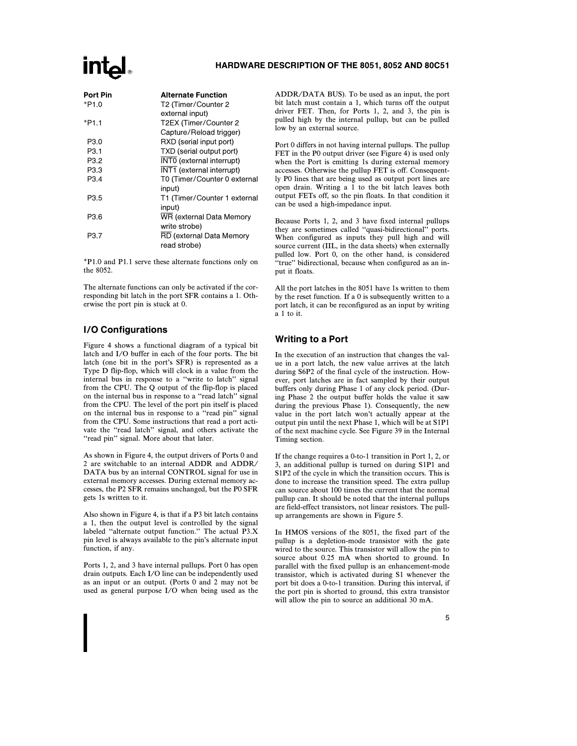| Port Pin | Alternate Function |
|---|---|
| *P1.0 | T2 (Timer/Counter 2 external input) |
| *P1.1 | T2EX (Timer/Counter 2 Capture/Reload trigger) |
| P3.0 | RXD (serial input port) |
| P3.1 | TXD (serial output port) |
| P3.2 | $\overline{INT0}$ (external interrupt) |
| P3.3 | $\overline{INT1}$ (external interrupt) |
| P3.4 | T0 (Timer/Counter 0 external input) |
| P3.5 | T1 (Timer/Counter 1 external input) |
| P3.6 | $\overline{WR}$ (external Data Memory write strobe) |
| P3.7 | $\overline{RD}$ (external Data Memory read strobe) |

*P1.0 and P1.1 serve these alternate functions only on the 8052.

The alternate functions can only be activated if the corresponding bit latch in the port SFR contains a 1. Otherwise the port pin is stuck at 0.

## I/O Configurations

Figure 4 shows a functional diagram of a typical bit latch and I/O buffer in each of the four ports. The bit latch (one bit in the port's SFR) is represented as a Type D flip-flop, which will clock in a value from the internal bus in response to a ''write to latch'' signal from the CPU. The Q output of the flip-flop is placed on the internal bus in response to a ''read latch'' signal from the CPU. The level of the port pin itself is placed on the internal bus in response to a ''read pin'' signal from the CPU. Some instructions that read a port activate the ''read latch'' signal, and others activate the ''read pin'' signal. More about that later.

As shown in Figure 4, the output drivers of Ports 0 and 2 are switchable to an internal ADDR and ADDR/DATA bus by an internal CONTROL signal for use in external memory accesses. During external memory accesses, the P2 SFR remains unchanged, but the P0 SFR gets 1s written to it.

Also shown in Figure 4, is that if a P3 bit latch contains a 1, then the output level is controlled by the signal labeled ''alternate output function.'' The actual P3.X pin level is always available to the pin's alternate input function, if any.

Ports 1, 2, and 3 have internal pullups. Port 0 has open drain outputs. Each I/O line can be independently used as an input or an output. (Ports 0 and 2 may not be used as general purpose I/O when being used as the ADDR/DATA BUS). To be used as an input, the port bit latch must contain a 1, which turns off the output driver FET. Then, for Ports 1, 2, and 3, the pin is pulled high by the internal pullup, but can be pulled low by an external source.

Port 0 differs in not having internal pullups. The pullup FET in the P0 output driver (see Figure 4) is used only when the Port is emitting 1s during external memory accesses. Otherwise the pullup FET is off. Consequently P0 lines that are being used as output port lines are open drain. Writing a 1 to the bit latch leaves both output FETs off, so the pin floats. In that condition it can be used a high-impedance input.

Because Ports 1, 2, and 3 have fixed internal pullups they are sometimes called ''quasi-bidirectional'' ports. When configured as inputs they pull high and will source current (IIL, in the data sheets) when externally pulled low. Port 0, on the other hand, is considered ''true'' bidirectional, because when configured as an input it floats.

All the port latches in the 8051 have 1s written to them by the reset function. If a 0 is subsequently written to a port latch, it can be reconfigured as an input by writing a 1 to it.

## Writing to a Port

In the execution of an instruction that changes the value in a port latch, the new value arrives at the latch during S6P2 of the final cycle of the instruction. However, port latches are in fact sampled by their output buffers only during Phase 1 of any clock period. (During Phase 2 the output buffer holds the value it saw during the previous Phase 1). Consequently, the new value in the port latch won't actually appear at the output pin until the next Phase 1, which will be at S1P1 of the next machine cycle. See Figure 39 in the Internal Timing section.

If the change requires a 0-to-1 transition in Port 1, 2, or 3, an additional pullup is turned on during S1P1 and S1P2 of the cycle in which the transition occurs. This is done to increase the transition speed. The extra pullup can source about 100 times the current that the normal pullup can. It should be noted that the internal pullups are field-effect transistors, not linear resistors. The pullup arrangements are shown in Figure 5.

In HMOS versions of the 8051, the fixed part of the pullup is a depletion-mode transistor with the gate wired to the source. This transistor will allow the pin to source about 0.25 mA when shorted to ground. In parallel with the fixed pullup is an enhancement-mode transistor, which is activated during S1 whenever the port bit does a 0-to-1 transition. During this interval, if the port pin is shorted to ground, this extra transistor will allow the pin to source an additional 30 mA.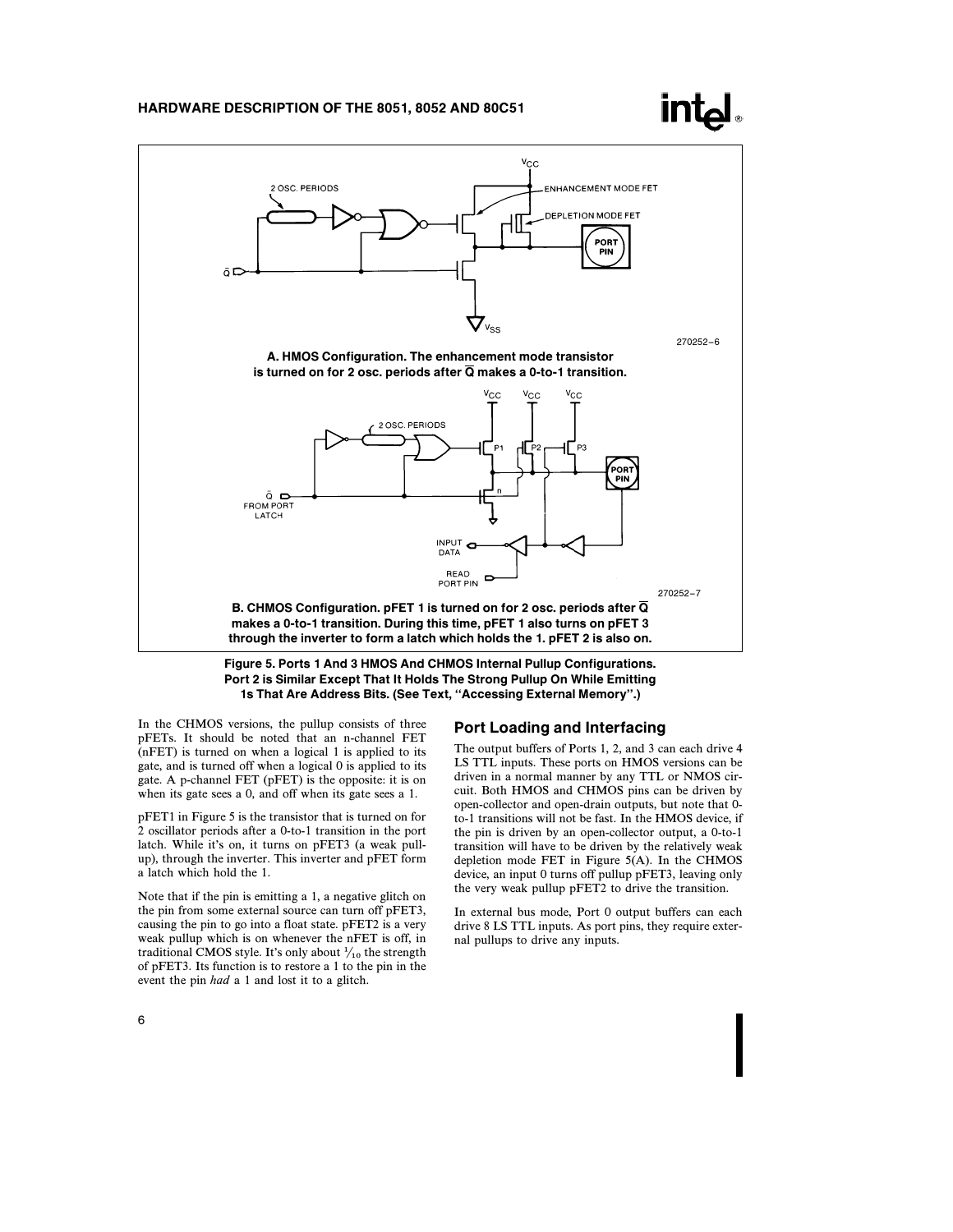A. HMOS Configuration. The enhancement mode transistor is turned on for 2 osc. periods after $\overline{Q}$ makes a 0-to-1 transition.

B. CHMOS Configuration. pFET 1 is turned on for 2 osc. periods after $\overline{Q}$ makes a 0-to-1 transition. During this time, pFET 1 also turns on pFET 3 through the inverter to form a latch which holds the 1. pFET 2 is also on.

**Figure 5. Ports 1 And 3 HMOS And CHMOS Internal Pullup Configurations. Port 2 is Similar Except That It Holds The Strong Pullup On While Emitting 1s That Are Address Bits. (See Text, "Accessing External Memory".)**

In the CHMOS versions, the pullup consists of three pFETs. It should be noted that an n-channel FET (nFET) is turned on when a logical 1 is applied to its gate, and is turned off when a logical 0 is applied to its gate. A p-channel FET (pFET) is the opposite: it is on when its gate sees a 0, and off when its gate sees a 1.

pFET1 in Figure 5 is the transistor that is turned on for 2 oscillator periods after a 0-to-1 transition in the port latch. While it's on, it turns on pFET3 (a weak pullup), through the inverter. This inverter and pFET form a latch which hold the 1.

Note that if the pin is emitting a 1, a negative glitch on the pin from some external source can turn off pFET3, causing the pin to go into a float state. pFET2 is a very weak pullup which is on whenever the nFET is off, in traditional CMOS style. It's only about $\frac{1}{10}$ the strength of pFET3. Its function is to restore a 1 to the pin in the event the pin *had* a 1 and lost it to a glitch.

## Port Loading and Interfacing

The output buffers of Ports 1, 2, and 3 can each drive 4 LS TTL inputs. These ports on HMOS versions can be driven in a normal manner by any TTL or NMOS circuit. Both HMOS and CHMOS pins can be driven by open-collector and open-drain outputs, but note that 0-to-1 transitions will not be fast. In the HMOS device, if the pin is driven by an open-collector output, a 0-to-1 transition will have to be driven by the relatively weak depletion mode FET in Figure 5(A). In the CHMOS device, an input 0 turns off pullup pFET3, leaving only the very weak pullup pFET2 to drive the transition.

In external bus mode, Port 0 output buffers can each drive 8 LS TTL inputs. As port pins, they require external pullups to drive any inputs.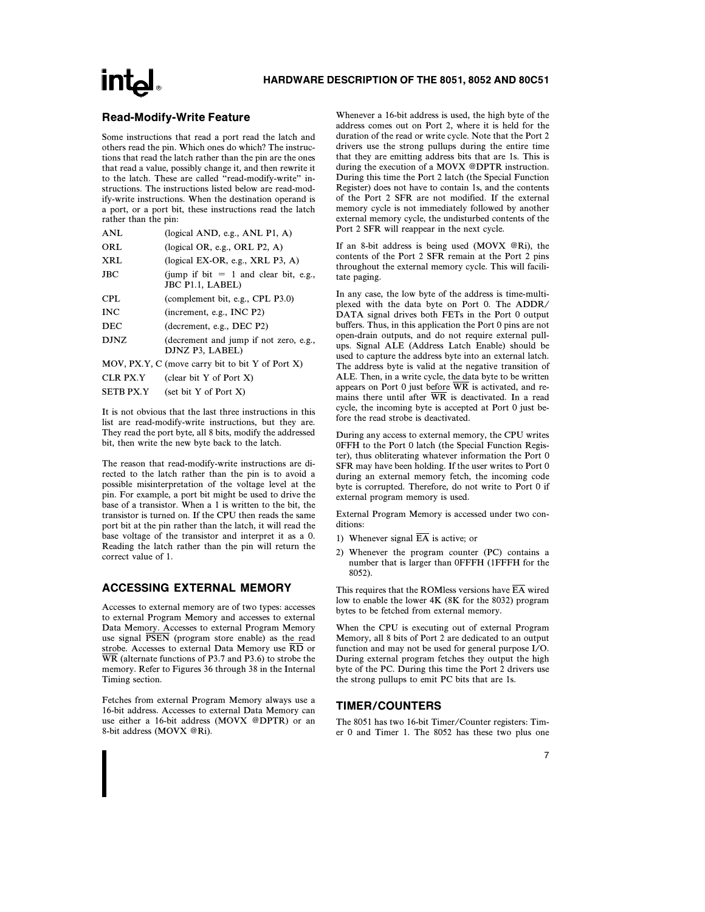### Read-Modify-Write Feature

Some instructions that read a port read the latch and others read the pin. Which ones do which? The instructions that read the latch rather than the pin are the ones that read a value, possibly change it, and then rewrite it to the latch. These are called "read-modify-write" instructions. The instructions listed below are read-modify-write instructions. When the destination operand is a port, or a port bit, these instructions read the latch rather than the pin:

| | |
|---|---|
| ANL | (logical AND, e.g., ANL P1, A) |
| ORL | (logical OR, e.g., ORL P2, A) |
| XRL | (logical EX-OR, e.g., XRL P3, A) |
| JBC | (jump if bit = 1 and clear bit, e.g., JBC P1.1, LABEL) |
| CPL | (complement bit, e.g., CPL P3.0) |
| INC | (increment, e.g., INC P2) |
| DEC | (decrement, e.g., DEC P2) |
| DJNZ | (decrement and jump if not zero, e.g., DJNZ P3, LABEL) |
| MOV, PX.Y, C | (move carry bit to bit Y of Port X) |
| CLR PX.Y | (clear bit Y of Port X) |
| SETB PX.Y | (set bit Y of Port X) |

It is not obvious that the last three instructions in this list are read-modify-write instructions, but they are. They read the port byte, all 8 bits, modify the addressed bit, then write the new byte back to the latch.

The reason that read-modify-write instructions are directed to the latch rather than the pin is to avoid a possible misinterpretation of the voltage level at the pin. For example, a port bit might be used to drive the base of a transistor. When a 1 is written to the bit, the transistor is turned on. If the CPU then reads the same port bit at the pin rather than the latch, it will read the base voltage of the transistor and interpret it as a 0. Reading the latch rather than the pin will return the correct value of 1.

## ACCESSING EXTERNAL MEMORY

Accesses to external memory are of two types: accesses to external Program Memory and accesses to external Data Memory. Accesses to external Program Memory use signal PSEN (program store enable) as the read strobe. Accesses to external Data Memory use RD or WR (alternate functions of P3.7 and P3.6) to strobe the memory. Refer to Figures 36 through 38 in the Internal Timing section.

Fetches from external Program Memory always use a 16-bit address. Accesses to external Data Memory can use either a 16-bit address (MOVX @DPTR) or an 8-bit address (MOVX @Ri).

Whenever a 16-bit address is used, the high byte of the address comes out on Port 2, where it is held for the duration of the read or write cycle. Note that the Port 2 drivers use the strong pullups during the entire time that they are emitting address bits that are 1s. This is during the execution of a MOVX @DPTR instruction. During this time the Port 2 latch (the Special Function Register) does not have to contain 1s, and the contents of the Port 2 SFR are not modified. If the external memory cycle is not immediately followed by another external memory cycle, the undisturbed contents of the Port 2 SFR will reappear in the next cycle.

If an 8-bit address is being used (MOVX @Ri), the contents of the Port 2 SFR remain at the Port 2 pins throughout the external memory cycle. This will facilitate paging.

In any case, the low byte of the address is time-multiplexed with the data byte on Port 0. The ADDR/DATA signal drives both FETs in the Port 0 output buffers. Thus, in this application the Port 0 pins are not open-drain outputs, and do not require external pullups. Signal ALE (Address Latch Enable) should be used to capture the address byte into an external latch. The address byte is valid at the negative transition of ALE. Then, in a write cycle, the data byte to be written appears on Port 0 just before WR is activated, and remains there until after WR is deactivated. In a read cycle, the incoming byte is accepted at Port 0 just before the read strobe is deactivated.

During any access to external memory, the CPU writes 0FFH to the Port 0 latch (the Special Function Register), thus obliterating whatever information the Port 0 SFR may have been holding. If the user writes to Port 0 during an external memory fetch, the incoming code byte is corrupted. Therefore, do not write to Port 0 if external program memory is used.

External Program Memory is accessed under two conditions:

1) Whenever signal EA is active; or
2) Whenever the program counter (PC) contains a number that is larger than 0FFFH (1FFFH for the 8052).

This requires that the ROMless versions have EA wired low to enable the lower 4K (8K for the 8032) program bytes to be fetched from external memory.

When the CPU is executing out of external Program Memory, all 8 bits of Port 2 are dedicated to an output function and may not be used for general purpose I/O. During external program fetches they output the high byte of the PC. During this time the Port 2 drivers use the strong pullups to emit PC bits that are 1s.

## TIMER/COUNTERS

The 8051 has two 16-bit Timer/Counter registers: Timer 0 and Timer 1. The 8052 has these two plus one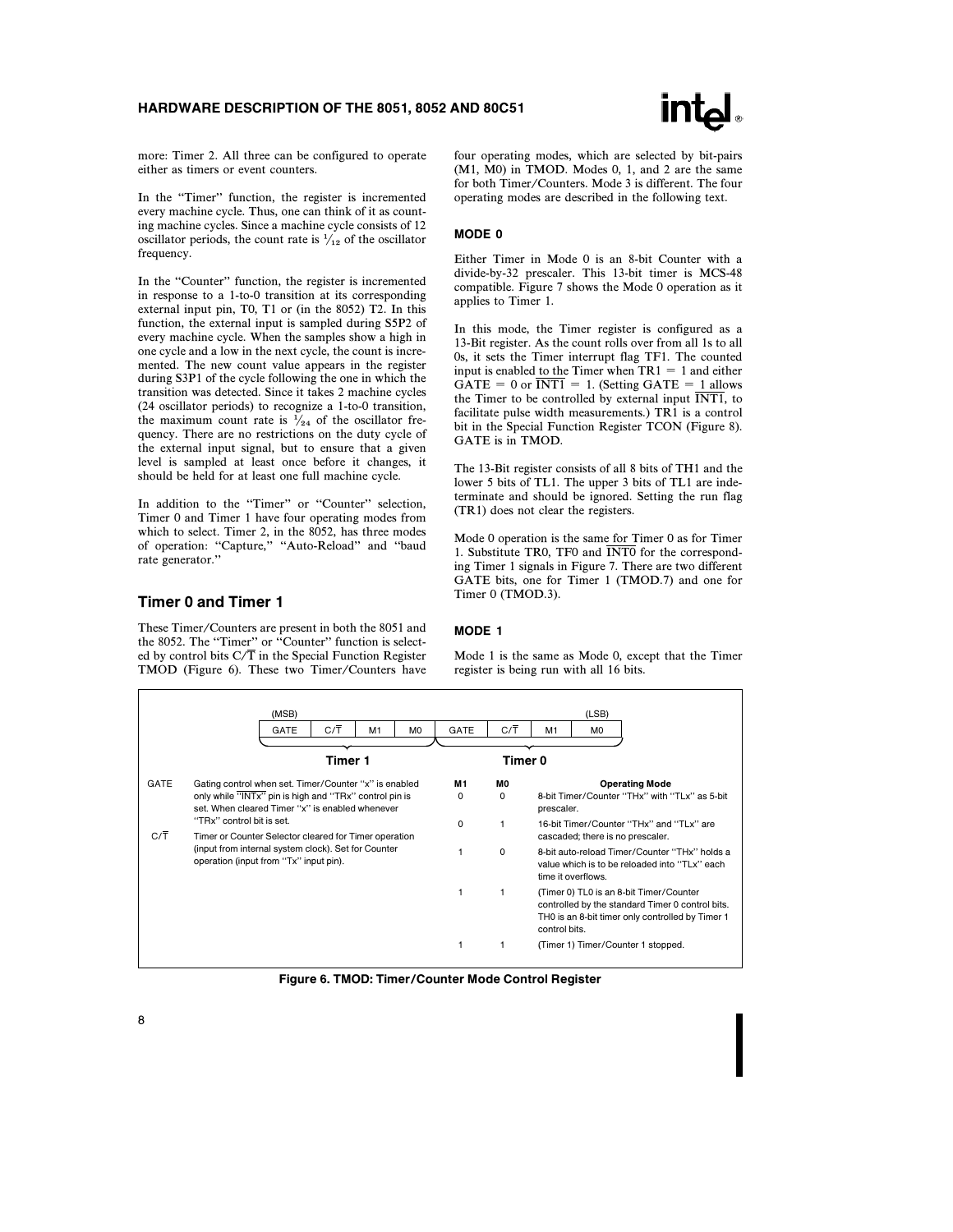more: Timer 2. All three can be configured to operate either as timers or event counters.

In the "Timer" function, the register is incremented every machine cycle. Thus, one can think of it as counting machine cycles. Since a machine cycle consists of 12 oscillator periods, the count rate is $\frac{1}{12}$ of the oscillator frequency.

In the "Counter" function, the register is incremented in response to a 1-to-0 transition at its corresponding external input pin, T0, T1 or (in the 8052) T2. In this function, the external input is sampled during S5P2 of every machine cycle. When the samples show a high in one cycle and a low in the next cycle, the count is incremented. The new count value appears in the register during S3P1 of the cycle following the one in which the transition was detected. Since it takes 2 machine cycles (24 oscillator periods) to recognize a 1-to-0 transition, the maximum count rate is $\frac{1}{24}$ of the oscillator frequency. There are no restrictions on the duty cycle of the external input signal, but to ensure that a given level is sampled at least once before it changes, it should be held for at least one full machine cycle.

In addition to the "Timer" or "Counter" selection, Timer 0 and Timer 1 have four operating modes from which to select. Timer 2, in the 8052, has three modes of operation: "Capture," "Auto-Reload" and "baud rate generator."

## Timer 0 and Timer 1

These Timer/Counters are present in both the 8051 and the 8052. The "Timer" or "Counter" function is selected by control bits $C/\overline{T}$ in the Special Function Register TMOD (Figure 6). These two Timer/Counters have four operating modes, which are selected by bit-pairs (M1, M0) in TMOD. Modes 0, 1, and 2 are the same for both Timer/Counters. Mode 3 is different. The four operating modes are described in the following text.

### MODE 0

Either Timer in Mode 0 is an 8-bit Counter with a divide-by-32 prescaler. This 13-bit timer is MCS-48 compatible. Figure 7 shows the Mode 0 operation as it applies to Timer 1.

In this mode, the Timer register is configured as a 13-Bit register. As the count rolls over from all 1s to all 0s, it sets the Timer interrupt flag TF1. The counted input is enabled to the Timer when TR1 = 1 and either GATE = 0 or $\overline{INT1}$ = 1. (Setting GATE = 1 allows the Timer to be controlled by external input $\overline{INT1}$, to facilitate pulse width measurements.) TR1 is a control bit in the Special Function Register TCON (Figure 8). GATE is in TMOD.

The 13-Bit register consists of all 8 bits of TH1 and the lower 5 bits of TL1. The upper 3 bits of TL1 are indeterminate and should be ignored. Setting the run flag (TR1) does not clear the registers.

Mode 0 operation is the same for Timer 0 as for Timer 1. Substitute TR0, TF0 and $\overline{INT0}$ for the corresponding Timer 1 signals in Figure 7. There are two different GATE bits, one for Timer 1 (TMOD.7) and one for Timer 0 (TMOD.3).

### MODE 1

Mode 1 is the same as Mode 0, except that the Timer register is being run with all 16 bits.

| (MSB) | | | | | | | (LSB) |
|---|---|---|---|---|---|---|---|
| GATE | $C/\overline{T}$ | M1 | M0 | GATE | $C/\overline{T}$ | M1 | M0 |
| Timer 1 | | | | Timer 0 | | | |

GATE — Gating control when set. Timer/Counter "x" is enabled only while "$\overline{INTx}$" pin is high and "TRx" control pin is set. When cleared Timer "x" is enabled whenever "TRx" control bit is set.

$C/\overline{T}$ — Timer or Counter Selector cleared for Timer operation (input from internal system clock). Set for Counter operation (input from "Tx" input pin).

| M1 | M0 | Operating Mode |
|---|---|---|
| 0 | 0 | 8-bit Timer/Counter "THx" with "TLx" as 5-bit prescaler. |
| 0 | 1 | 16-bit Timer/Counter "THx" and "TLx" are cascaded; there is no prescaler. |
| 1 | 0 | 8-bit auto-reload Timer/Counter "THx" holds a value which is to be reloaded into "TLx" each time it overflows. |
| 1 | 1 | (Timer 0) TL0 is an 8-bit Timer/Counter controlled by the standard Timer 0 control bits. TH0 is an 8-bit timer only controlled by Timer 1 control bits. |
| 1 | 1 | (Timer 1) Timer/Counter 1 stopped. |

**Figure 6. TMOD: Timer/Counter Mode Control Register**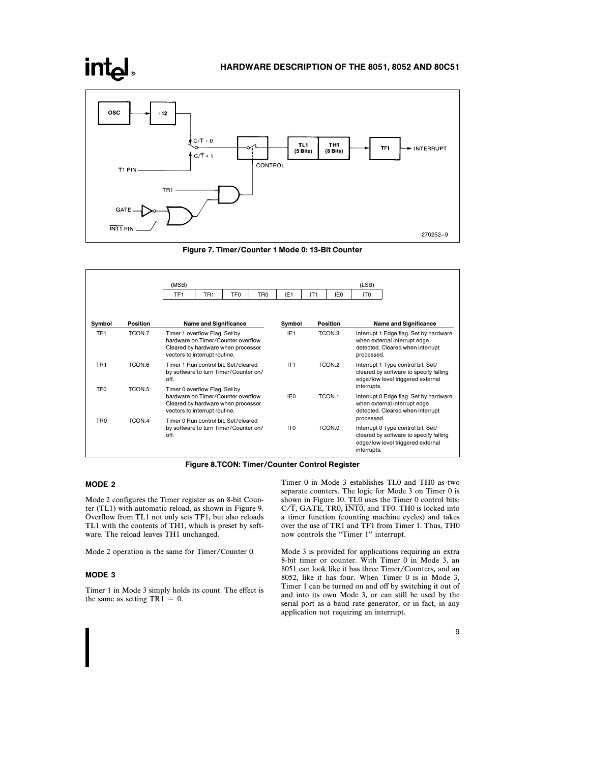Figure 7. Timer/Counter 1 Mode 0: 13-Bit Counter

| (MSB) | | | | | | | (LSB) |
|---|---|---|---|---|---|---|---|
| TF1 | TR1 | TF0 | TR0 | IE1 | IT1 | IE0 | IT0 |

| Symbol | Position | Name and Significance | Symbol | Position | Name and Significance |
|---|---|---|---|---|---|
| TF1 | TCON.7 | Timer 1 overflow Flag. Set by hardware on Timer/Counter overflow. Cleared by hardware when processor vectors to interrupt routine. | IE1 | TCON.3 | Interrupt 1 Edge flag. Set by hardware when external interrupt edge detected. Cleared when interrupt processed. |
| TR1 | TCON.6 | Timer 1 Run control bit. Set/cleared by software to turn Timer/Counter on/off. | IT1 | TCON.2 | Interrupt 1 Type control bit. Set/cleared by software to specify falling edge/low level triggered external interrupts. |
| TF0 | TCON.5 | Timer 0 overflow Flag. Set by hardware on Timer/Counter overflow. Cleared by hardware when processor vectors to interrupt routine. | IE0 | TCON.1 | Interrupt 0 Edge flag. Set by hardware when external interrupt edge detected. Cleared when interrupt processed. |
| TR0 | TCON.4 | Timer 0 Run control bit. Set/cleared by software to turn Timer/Counter on/off. | IT0 | TCON.0 | Interrupt 0 Type control bit. Set/cleared by software to specify falling edge/low level triggered external interrupts. |

Figure 8.TCON: Timer/Counter Control Register

### MODE 2

Mode 2 configures the Timer register as an 8-bit Counter (TL1) with automatic reload, as shown in Figure 9. Overflow from TL1 not only sets TF1, but also reloads TL1 with the contents of TH1, which is preset by software. The reload leaves TH1 unchanged.

Mode 2 operation is the same for Timer/Counter 0.

### MODE 3

Timer 1 in Mode 3 simply holds its count. The effect is the same as setting TR1 = 0.

Timer 0 in Mode 3 establishes TL0 and TH0 as two separate counters. The logic for Mode 3 on Timer 0 is shown in Figure 10. TL0 uses the Timer 0 control bits: $C/\overline{T}$, GATE, TR0, $\overline{INT0}$, and TF0. TH0 is locked into a timer function (counting machine cycles) and takes over the use of TR1 and TF1 from Timer 1. Thus, TH0 now controls the "Timer 1" interrupt.

Mode 3 is provided for applications requiring an extra 8-bit timer or counter. With Timer 0 in Mode 3, an 8051 can look like it has three Timer/Counters, and an 8052, like it has four. When Timer 0 is in Mode 3, Timer 1 can be turned on and off by switching it out of and into its own Mode 3, or can still be used by the serial port as a baud rate generator, or in fact, in any application not requiring an interrupt.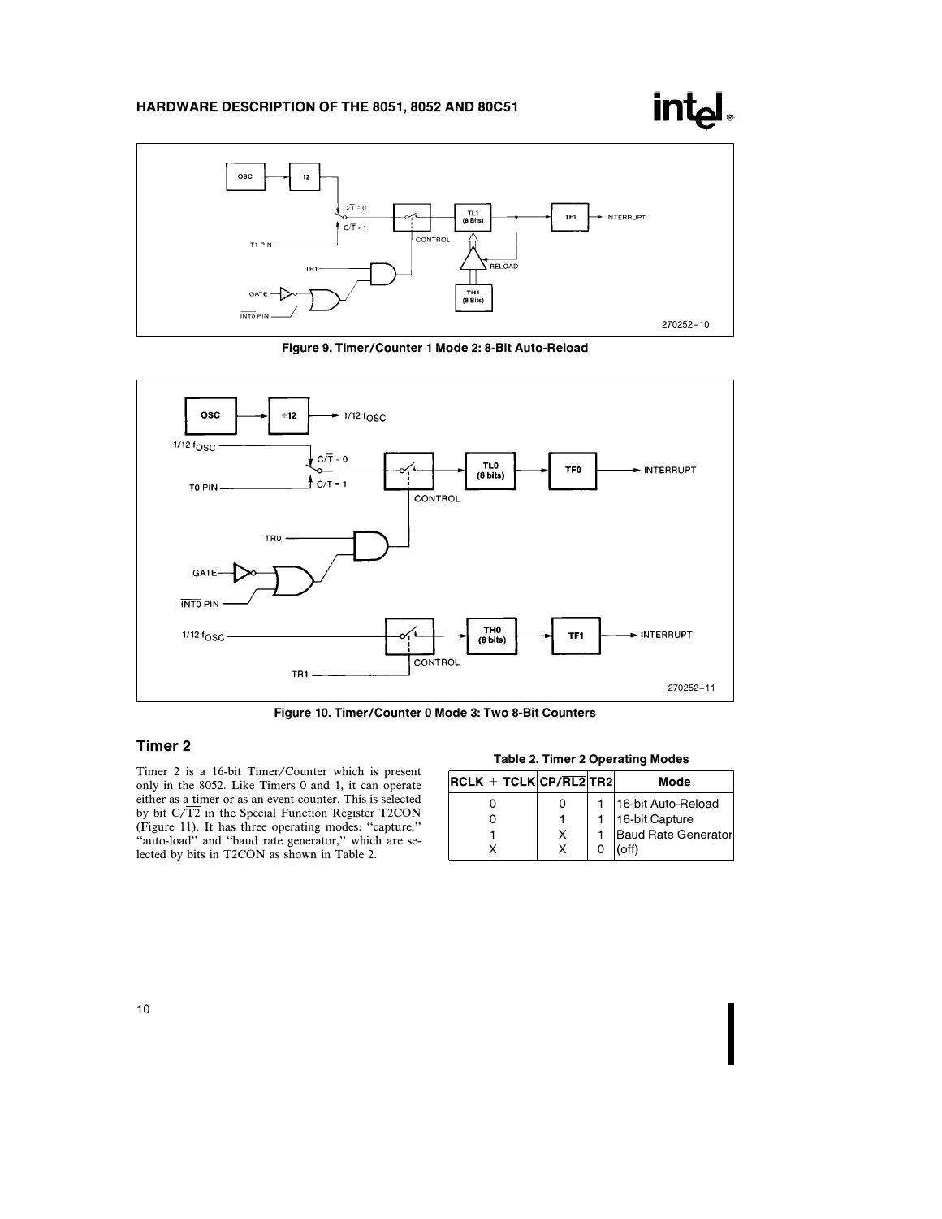Figure 9. Timer/Counter 1 Mode 2: 8-Bit Auto-Reload

Figure 10. Timer/Counter 0 Mode 3: Two 8-Bit Counters

### Timer 2

Timer 2 is a 16-bit Timer/Counter which is present only in the 8052. Like Timers 0 and 1, it can operate either as a timer or as an event counter. This is selected by bit C/$\overline{\text{T2}}$ in the Special Function Register T2CON (Figure 11). It has three operating modes: "capture," "auto-load" and "baud rate generator," which are selected by bits in T2CON as shown in Table 2.

**Table 2. Timer 2 Operating Modes**

| RCLK + TCLK | CP/$\overline{\text{RL2}}$ | TR2 | Mode |
|---|---|---|---|
| 0 | 0 | 1 | 16-bit Auto-Reload |
| 0 | 1 | 1 | 16-bit Capture |
| 1 | X | 1 | Baud Rate Generator |
| X | X | 0 | (off) |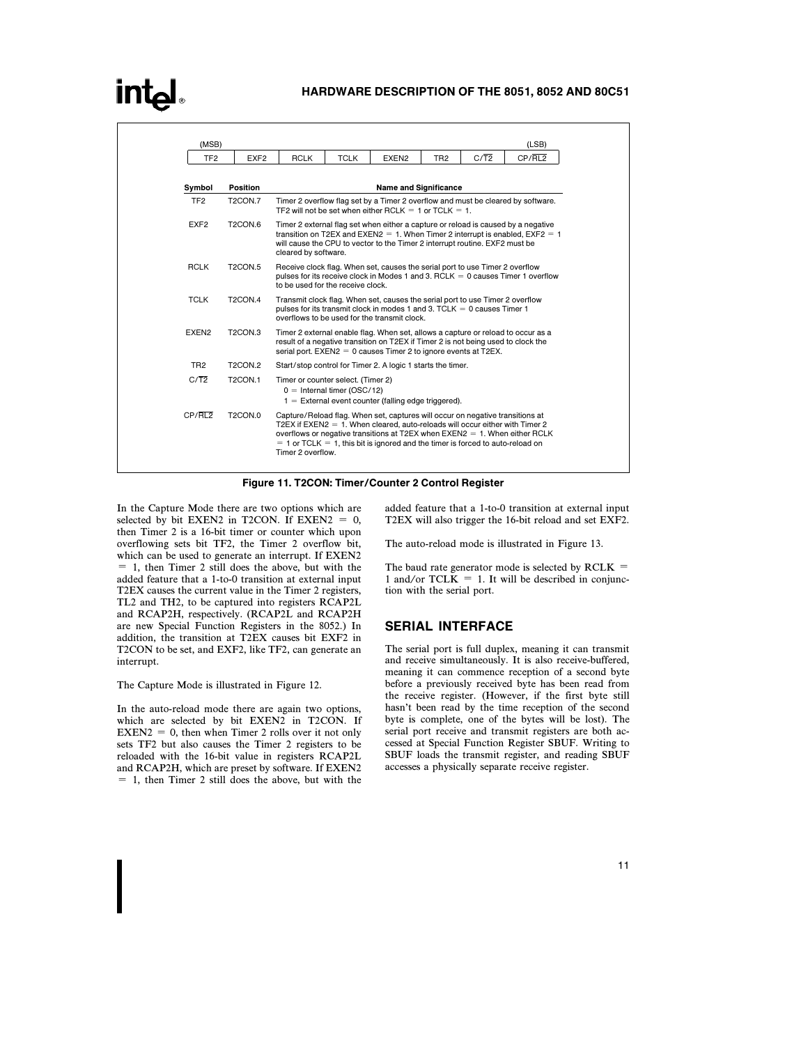| (MSB) | | | | | | | (LSB) |
|---|---|---|---|---|---|---|---|
| TF2 | EXF2 | RCLK | TCLK | EXEN2 | TR2 | C/$\overline{T2}$ | CP/$\overline{RL2}$ |

| Symbol | Position | Name and Significance |
|---|---|---|
| TF2 | T2CON.7 | Timer 2 overflow flag set by a Timer 2 overflow and must be cleared by software. TF2 will not be set when either RCLK = 1 or TCLK = 1. |
| EXF2 | T2CON.6 | Timer 2 external flag set when either a capture or reload is caused by a negative transition on T2EX and EXEN2 = 1. When Timer 2 interrupt is enabled, EXF2 = 1 will cause the CPU to vector to the Timer 2 interrupt routine. EXF2 must be cleared by software. |
| RCLK | T2CON.5 | Receive clock flag. When set, causes the serial port to use Timer 2 overflow pulses for its receive clock in Modes 1 and 3. RCLK = 0 causes Timer 1 overflow to be used for the receive clock. |
| TCLK | T2CON.4 | Transmit clock flag. When set, causes the serial port to use Timer 2 overflow pulses for its transmit clock in modes 1 and 3. TCLK = 0 causes Timer 1 overflows to be used for the transmit clock. |
| EXEN2 | T2CON.3 | Timer 2 external enable flag. When set, allows a capture or reload to occur as a result of a negative transition on T2EX if Timer 2 is not being used to clock the serial port. EXEN2 = 0 causes Timer 2 to ignore events at T2EX. |
| TR2 | T2CON.2 | Start/stop control for Timer 2. A logic 1 starts the timer. |
| C/$\overline{T2}$ | T2CON.1 | Timer or counter select. (Timer 2)<br>0 = Internal timer (OSC/12)<br>1 = External event counter (falling edge triggered). |
| CP/$\overline{RL2}$ | T2CON.0 | Capture/Reload flag. When set, captures will occur on negative transitions at T2EX if EXEN2 = 1. When cleared, auto-reloads will occur either with Timer 2 overflows or negative transitions at T2EX when EXEN2 = 1. When either RCLK = 1 or TCLK = 1, this bit is ignored and the timer is forced to auto-reload on Timer 2 overflow. |

**Figure 11. T2CON: Timer/Counter 2 Control Register**

In the Capture Mode there are two options which are selected by bit EXEN2 in T2CON. If EXEN2 = 0, then Timer 2 is a 16-bit timer or counter which upon overflowing sets bit TF2, the Timer 2 overflow bit, which can be used to generate an interrupt. If EXEN2 = 1, then Timer 2 still does the above, but with the added feature that a 1-to-0 transition at external input T2EX causes the current value in the Timer 2 registers, TL2 and TH2, to be captured into registers RCAP2L and RCAP2H, respectively. (RCAP2L and RCAP2H are new Special Function Registers in the 8052.) In addition, the transition at T2EX causes bit EXF2 in T2CON to be set, and EXF2, like TF2, can generate an interrupt.

The Capture Mode is illustrated in Figure 12.

In the auto-reload mode there are again two options, which are selected by bit EXEN2 in T2CON. If EXEN2 = 0, then when Timer 2 rolls over it not only sets TF2 but also causes the Timer 2 registers to be reloaded with the 16-bit value in registers RCAP2L and RCAP2H, which are preset by software. If EXEN2 = 1, then Timer 2 still does the above, but with the added feature that a 1-to-0 transition at external input T2EX will also trigger the 16-bit reload and set EXF2.

The auto-reload mode is illustrated in Figure 13.

The baud rate generator mode is selected by RCLK = 1 and/or TCLK = 1. It will be described in conjunction with the serial port.

## SERIAL INTERFACE

The serial port is full duplex, meaning it can transmit and receive simultaneously. It is also receive-buffered, meaning it can commence reception of a second byte before a previously received byte has been read from the receive register. (However, if the first byte still hasn't been read by the time reception of the second byte is complete, one of the bytes will be lost). The serial port receive and transmit registers are both accessed at Special Function Register SBUF. Writing to SBUF loads the transmit register, and reading SBUF accesses a physically separate receive register.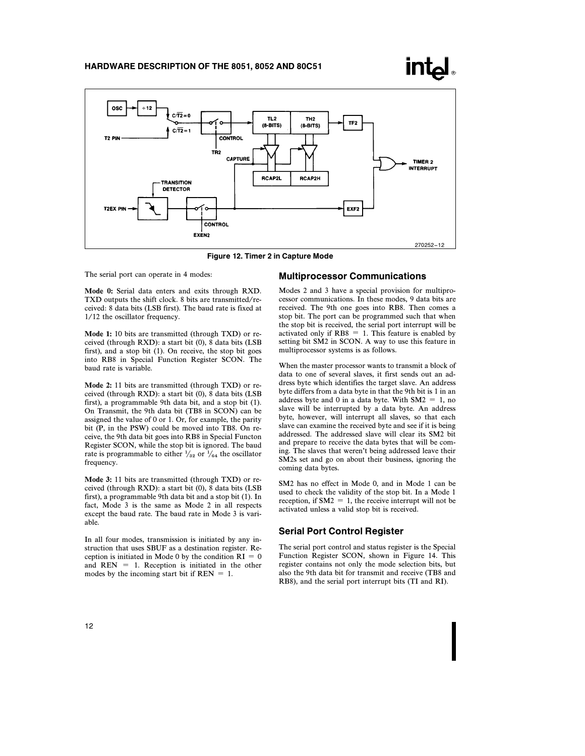Figure 12. Timer 2 in Capture Mode

The serial port can operate in 4 modes:

**Mode 0:** Serial data enters and exits through RXD. TXD outputs the shift clock. 8 bits are transmitted/received: 8 data bits (LSB first). The baud rate is fixed at 1/12 the oscillator frequency.

**Mode 1:** 10 bits are transmitted (through TXD) or received (through RXD): a start bit (0), 8 data bits (LSB first), and a stop bit (1). On receive, the stop bit goes into RB8 in Special Function Register SCON. The baud rate is variable.

**Mode 2:** 11 bits are transmitted (through TXD) or received (through RXD): a start bit (0), 8 data bits (LSB first), a programmable 9th data bit, and a stop bit (1). On Transmit, the 9th data bit (TB8 in SCON) can be assigned the value of 0 or 1. Or, for example, the parity bit (P, in the PSW) could be moved into TB8. On receive, the 9th data bit goes into RB8 in Special Functon Register SCON, while the stop bit is ignored. The baud rate is programmable to either $\frac{1}{32}$ or $\frac{1}{64}$ the oscillator frequency.

**Mode 3:** 11 bits are transmitted (through TXD) or received (through RXD): a start bit (0), 8 data bits (LSB first), a programmable 9th data bit and a stop bit (1). In fact, Mode 3 is the same as Mode 2 in all respects except the baud rate. The baud rate in Mode 3 is variable.

In all four modes, transmission is initiated by any instruction that uses SBUF as a destination register. Reception is initiated in Mode 0 by the condition RI = 0 and REN = 1. Reception is initiated in the other modes by the incoming start bit if REN = 1.

## Multiprocessor Communications

Modes 2 and 3 have a special provision for multiprocessor communications. In these modes, 9 data bits are received. The 9th one goes into RB8. Then comes a stop bit. The port can be programmed such that when the stop bit is received, the serial port interrupt will be activated only if RB8 = 1. This feature is enabled by setting bit SM2 in SCON. A way to use this feature in multiprocessor systems is as follows.

When the master processor wants to transmit a block of data to one of several slaves, it first sends out an address byte which identifies the target slave. An address byte differs from a data byte in that the 9th bit is 1 in an address byte and 0 in a data byte. With SM2 = 1, no slave will be interrupted by a data byte. An address byte, however, will interrupt all slaves, so that each slave can examine the received byte and see if it is being addressed. The addressed slave will clear its SM2 bit and prepare to receive the data bytes that will be coming. The slaves that weren't being addressed leave their SM2s set and go on about their business, ignoring the coming data bytes.

SM2 has no effect in Mode 0, and in Mode 1 can be used to check the validity of the stop bit. In a Mode 1 reception, if SM2 = 1, the receive interrupt will not be activated unless a valid stop bit is received.

## Serial Port Control Register

The serial port control and status register is the Special Function Register SCON, shown in Figure 14. This register contains not only the mode selection bits, but also the 9th data bit for transmit and receive (TB8 and RB8), and the serial port interrupt bits (TI and RI).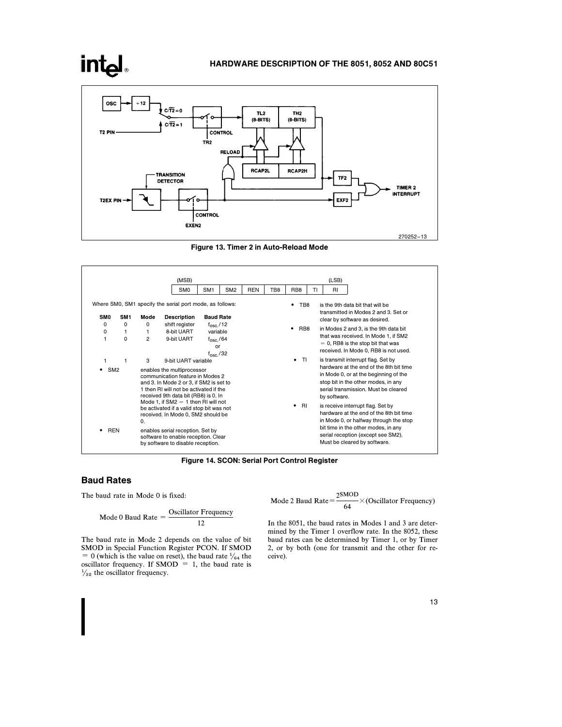Figure 13. Timer 2 in Auto-Reload Mode

| (MSB) | | | | | | | (LSB) |
|---|---|---|---|---|---|---|---|
| SM0 | SM1 | SM2 | REN | TB8 | RB8 | TI | RI |

Where SM0, SM1 specify the serial port mode, as follows:

| SM0 | SM1 | Mode | Description | Baud Rate |
|---|---|---|---|---|
| 0 | 0 | 0 | shift register | $f_{osc.}/12$ |
| 0 | 1 | 1 | 8-bit UART | variable |
| 1 | 0 | 2 | 9-bit UART | $f_{osc.}/64$ or $f_{osc.}/32$ |
| 1 | 1 | 3 | 9-bit UART | variable |

- **SM2** enables the multiprocessor communication feature in Modes 2 and 3. In Mode 2 or 3, if SM2 is set to 1 then RI will not be activated if the received 9th data bit (RB8) is 0. In Mode 1, if SM2 = 1 then RI will not be activated if a valid stop bit was not received. In Mode 0, SM2 should be 0.
- **REN** enables serial reception. Set by software to enable reception. Clear by software to disable reception.
- **TB8** is the 9th data bit that will be transmitted in Modes 2 and 3. Set or clear by software as desired.
- **RB8** in Modes 2 and 3, is the 9th data bit that was received. In Mode 1, if SM2 = 0, RB8 is the stop bit that was received. In Mode 0, RB8 is not used.
- **TI** is transmit interrupt flag. Set by hardware at the end of the 8th bit time in Mode 0, or at the beginning of the stop bit in the other modes, in any serial transmission. Must be cleared by software.
- **RI** is receive interrupt flag. Set by hardware at the end of the 8th bit time in Mode 0, or halfway through the stop bit time in the other modes, in any serial reception (except see SM2). Must be cleared by software.

Figure 14. SCON: Serial Port Control Register

## Baud Rates

The baud rate in Mode 0 is fixed:

$$\text{Mode 0 Baud Rate} = \frac{\text{Oscillator Frequency}}{12}$$

The baud rate in Mode 2 depends on the value of bit SMOD in Special Function Register PCON. If SMOD = 0 (which is the value on reset), the baud rate $\frac{1}{64}$ the oscillator frequency. If SMOD = 1, the baud rate is $\frac{1}{32}$ the oscillator frequency.

$$\text{Mode 2 Baud Rate} = \frac{2^{\text{SMOD}}}{64} \times (\text{Oscillator Frequency})$$

In the 8051, the baud rates in Modes 1 and 3 are determined by the Timer 1 overflow rate. In the 8052, these baud rates can be determined by Timer 1, or by Timer 2, or by both (one for transmit and the other for receive).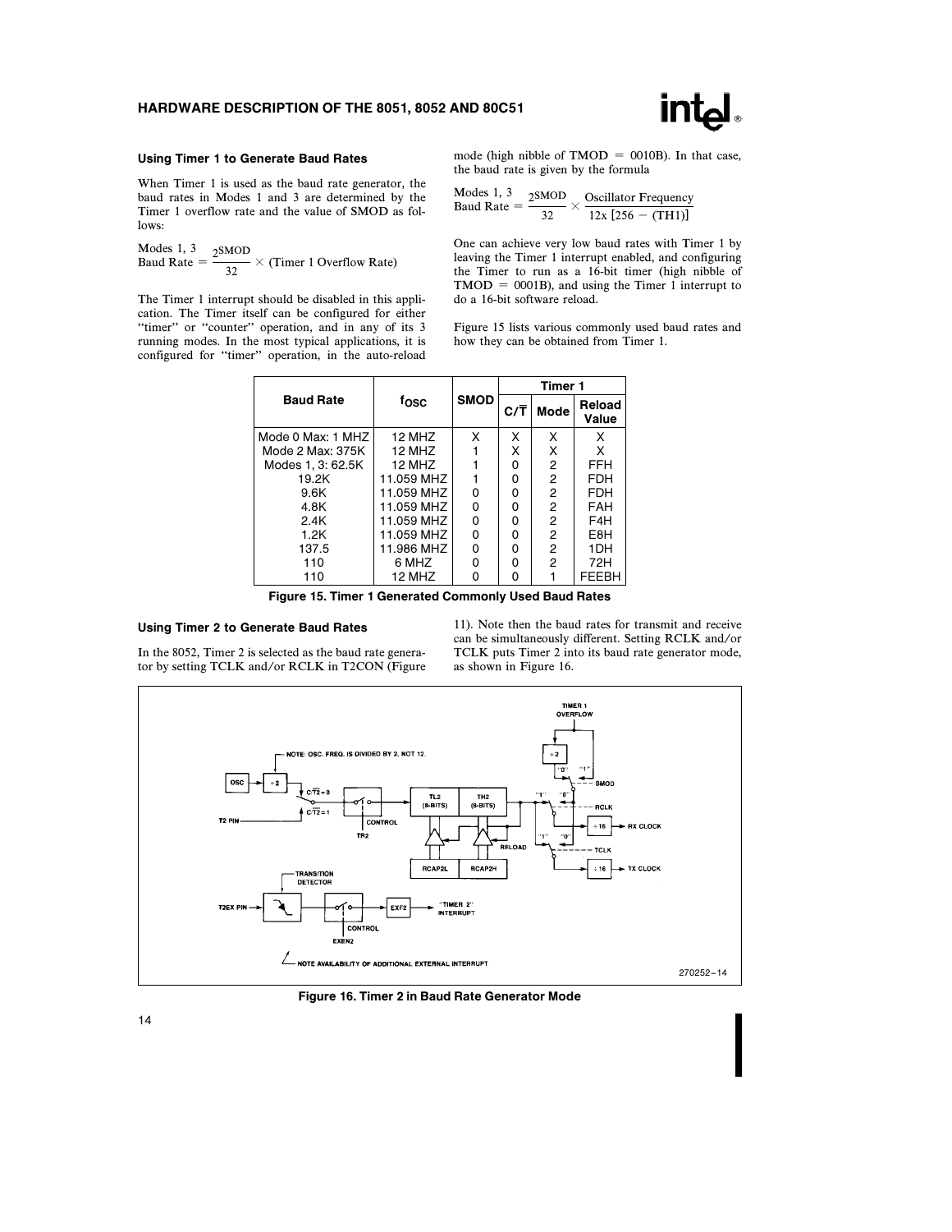### Using Timer 1 to Generate Baud Rates

When Timer 1 is used as the baud rate generator, the baud rates in Modes 1 and 3 are determined by the Timer 1 overflow rate and the value of SMOD as follows:

$$\text{Modes 1, 3 Baud Rate} = \frac{2^{\text{SMOD}}}{32} \times (\text{Timer 1 Overflow Rate})$$

The Timer 1 interrupt should be disabled in this application. The Timer itself can be configured for either "timer" or "counter" operation, and in any of its 3 running modes. In the most typical applications, it is configured for "timer" operation, in the auto-reload mode (high nibble of TMOD = 0010B). In that case, the baud rate is given by the formula

$$\text{Modes 1, 3 Baud Rate} = \frac{2^{\text{SMOD}}}{32} \times \frac{\text{Oscillator Frequency}}{12\text{x}\,[256 - (\text{TH1})]}$$

One can achieve very low baud rates with Timer 1 by leaving the Timer 1 interrupt enabled, and configuring the Timer to run as a 16-bit timer (high nibble of TMOD = 0001B), and using the Timer 1 interrupt to do a 16-bit software reload.

Figure 15 lists various commonly used baud rates and how they can be obtained from Timer 1.

| Baud Rate | $f_{OSC}$ | SMOD | Timer 1 | | |
|---|---|---|---|---|---|
| | | | $C/\overline{T}$ | Mode | Reload Value |
| Mode 0 Max: 1 MHZ | 12 MHZ | X | X | X | X |
| Mode 2 Max: 375K | 12 MHZ | 1 | X | X | X |
| Modes 1, 3: 62.5K | 12 MHZ | 1 | 0 | 2 | FFH |
| 19.2K | 11.059 MHZ | 1 | 0 | 2 | FDH |
| 9.6K | 11.059 MHZ | 0 | 0 | 2 | FDH |
| 4.8K | 11.059 MHZ | 0 | 0 | 2 | FAH |
| 2.4K | 11.059 MHZ | 0 | 0 | 2 | F4H |
| 1.2K | 11.059 MHZ | 0 | 0 | 2 | E8H |
| 137.5 | 11.986 MHZ | 0 | 0 | 2 | 1DH |
| 110 | 6 MHZ | 0 | 0 | 2 | 72H |
| 110 | 12 MHZ | 0 | 0 | 1 | FEEBH |

**Figure 15. Timer 1 Generated Commonly Used Baud Rates**

### Using Timer 2 to Generate Baud Rates

In the 8052, Timer 2 is selected as the baud rate generator by setting TCLK and/or RCLK in T2CON (Figure 11). Note then the baud rates for transmit and receive can be simultaneously different. Setting RCLK and/or TCLK puts Timer 2 into its baud rate generator mode, as shown in Figure 16.

**Figure 16. Timer 2 in Baud Rate Generator Mode**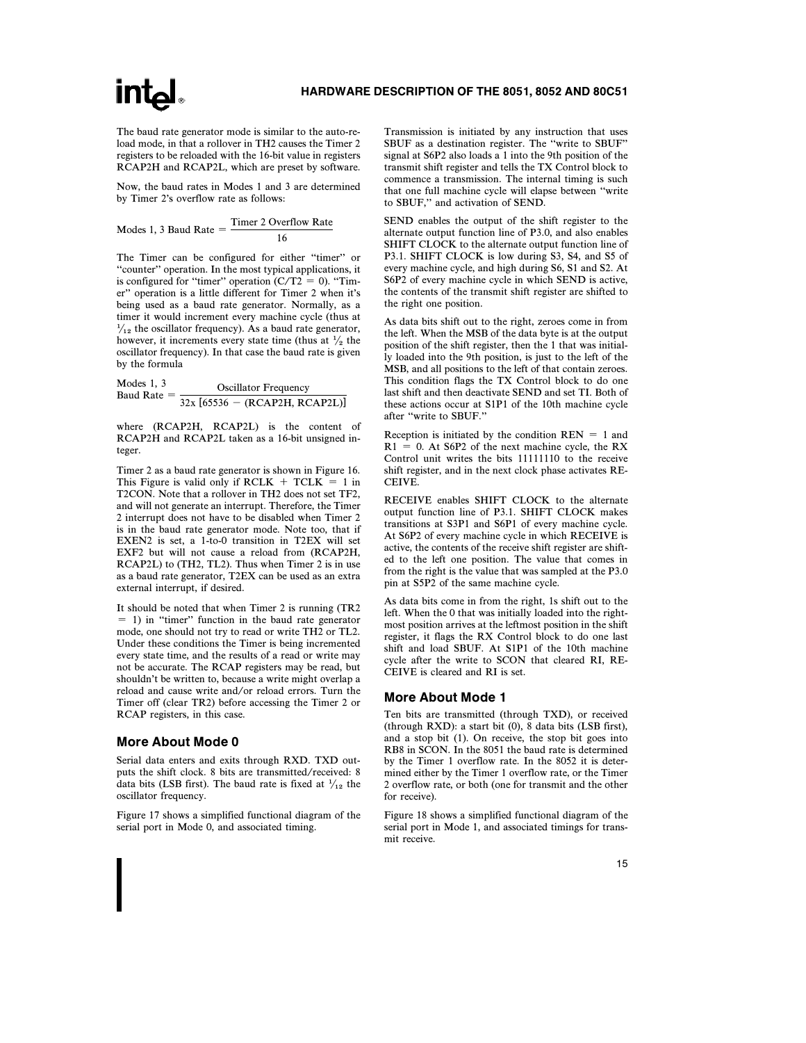The baud rate generator mode is similar to the auto-reload mode, in that a rollover in TH2 causes the Timer 2 registers to be reloaded with the 16-bit value in registers RCAP2H and RCAP2L, which are preset by software.

Now, the baud rates in Modes 1 and 3 are determined by Timer 2's overflow rate as follows:

$$\text{Modes 1, 3 Baud Rate} = \frac{\text{Timer 2 Overflow Rate}}{16}$$

The Timer can be configured for either "timer" or "counter" operation. In the most typical applications, it is configured for "timer" operation ($C/\overline{T2} = 0$). "Timer" operation is a little different for Timer 2 when it's being used as a baud rate generator. Normally, as a timer it would increment every machine cycle (thus at $\frac{1}{12}$ the oscillator frequency). As a baud rate generator, however, it increments every state time (thus at $\frac{1}{2}$ the oscillator frequency). In that case the baud rate is given by the formula

$$\text{Modes 1, 3 Baud Rate} = \frac{\text{Oscillator Frequency}}{32\text{x}\ [65536 - (\text{RCAP2H, RCAP2L})]}$$

where (RCAP2H, RCAP2L) is the content of RCAP2H and RCAP2L taken as a 16-bit unsigned integer.

Timer 2 as a baud rate generator is shown in Figure 16. This Figure is valid only if RCLK + TCLK = 1 in T2CON. Note that a rollover in TH2 does not set TF2, and will not generate an interrupt. Therefore, the Timer 2 interrupt does not have to be disabled when Timer 2 is in the baud rate generator mode. Note too, that if EXEN2 is set, a 1-to-0 transition in T2EX will set EXF2 but will not cause a reload from (RCAP2H, RCAP2L) to (TH2, TL2). Thus when Timer 2 is in use as a baud rate generator, T2EX can be used as an extra external interrupt, if desired.

It should be noted that when Timer 2 is running (TR2 = 1) in "timer" function in the baud rate generator mode, one should not try to read or write TH2 or TL2. Under these conditions the Timer is being incremented every state time, and the results of a read or write may not be accurate. The RCAP registers may be read, but shouldn't be written to, because a write might overlap a reload and cause write and/or reload errors. Turn the Timer off (clear TR2) before accessing the Timer 2 or RCAP registers, in this case.

## More About Mode 0

Serial data enters and exits through RXD. TXD outputs the shift clock. 8 bits are transmitted/received: 8 data bits (LSB first). The baud rate is fixed at $\frac{1}{12}$ the oscillator frequency.

Figure 17 shows a simplified functional diagram of the serial port in Mode 0, and associated timing.

Transmission is initiated by any instruction that uses SBUF as a destination register. The "write to SBUF" signal at S6P2 also loads a 1 into the 9th position of the transmit shift register and tells the TX Control block to commence a transmission. The internal timing is such that one full machine cycle will elapse between "write to SBUF," and activation of SEND.

SEND enables the output of the shift register to the alternate output function line of P3.0, and also enables SHIFT CLOCK to the alternate output function line of P3.1. SHIFT CLOCK is low during S3, S4, and S5 of every machine cycle, and high during S6, S1 and S2. At S6P2 of every machine cycle in which SEND is active, the contents of the transmit shift register are shifted to the right one position.

As data bits shift out to the right, zeroes come in from the left. When the MSB of the data byte is at the output position of the shift register, then the 1 that was initially loaded into the 9th position, is just to the left of the MSB, and all positions to the left of that contain zeroes. This condition flags the TX Control block to do one last shift and then deactivate SEND and set TI. Both of these actions occur at S1P1 of the 10th machine cycle after "write to SBUF."

Reception is initiated by the condition REN = 1 and R1 = 0. At S6P2 of the next machine cycle, the RX Control unit writes the bits 11111110 to the receive shift register, and in the next clock phase activates RECEIVE.

RECEIVE enables SHIFT CLOCK to the alternate output function line of P3.1. SHIFT CLOCK makes transitions at S3P1 and S6P1 of every machine cycle. At S6P2 of every machine cycle in which RECEIVE is active, the contents of the receive shift register are shifted to the left one position. The value that comes in from the right is the value that was sampled at the P3.0 pin at S5P2 of the same machine cycle.

As data bits come in from the right, 1s shift out to the left. When the 0 that was initially loaded into the rightmost position arrives at the leftmost position in the shift register, it flags the RX Control block to do one last shift and load SBUF. At S1P1 of the 10th machine cycle after the write to SCON that cleared RI, RECEIVE is cleared and RI is set.

## More About Mode 1

Ten bits are transmitted (through TXD), or received (through RXD): a start bit (0), 8 data bits (LSB first), and a stop bit (1). On receive, the stop bit goes into RB8 in SCON. In the 8051 the baud rate is determined by the Timer 1 overflow rate. In the 8052 it is determined either by the Timer 1 overflow rate, or the Timer 2 overflow rate, or both (one for transmit and the other for receive).

Figure 18 shows a simplified functional diagram of the serial port in Mode 1, and associated timings for transmit receive.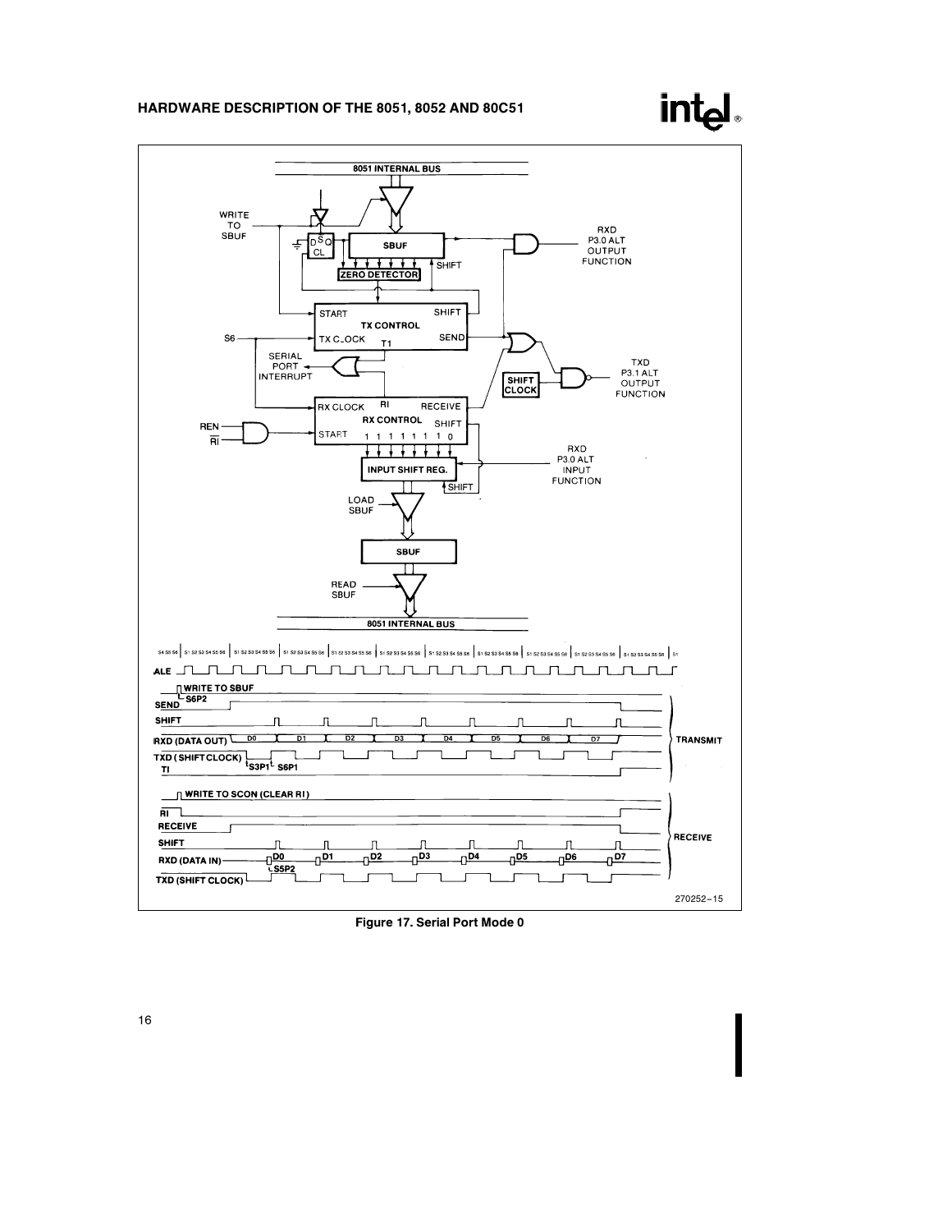Figure 17. Serial Port Mode 0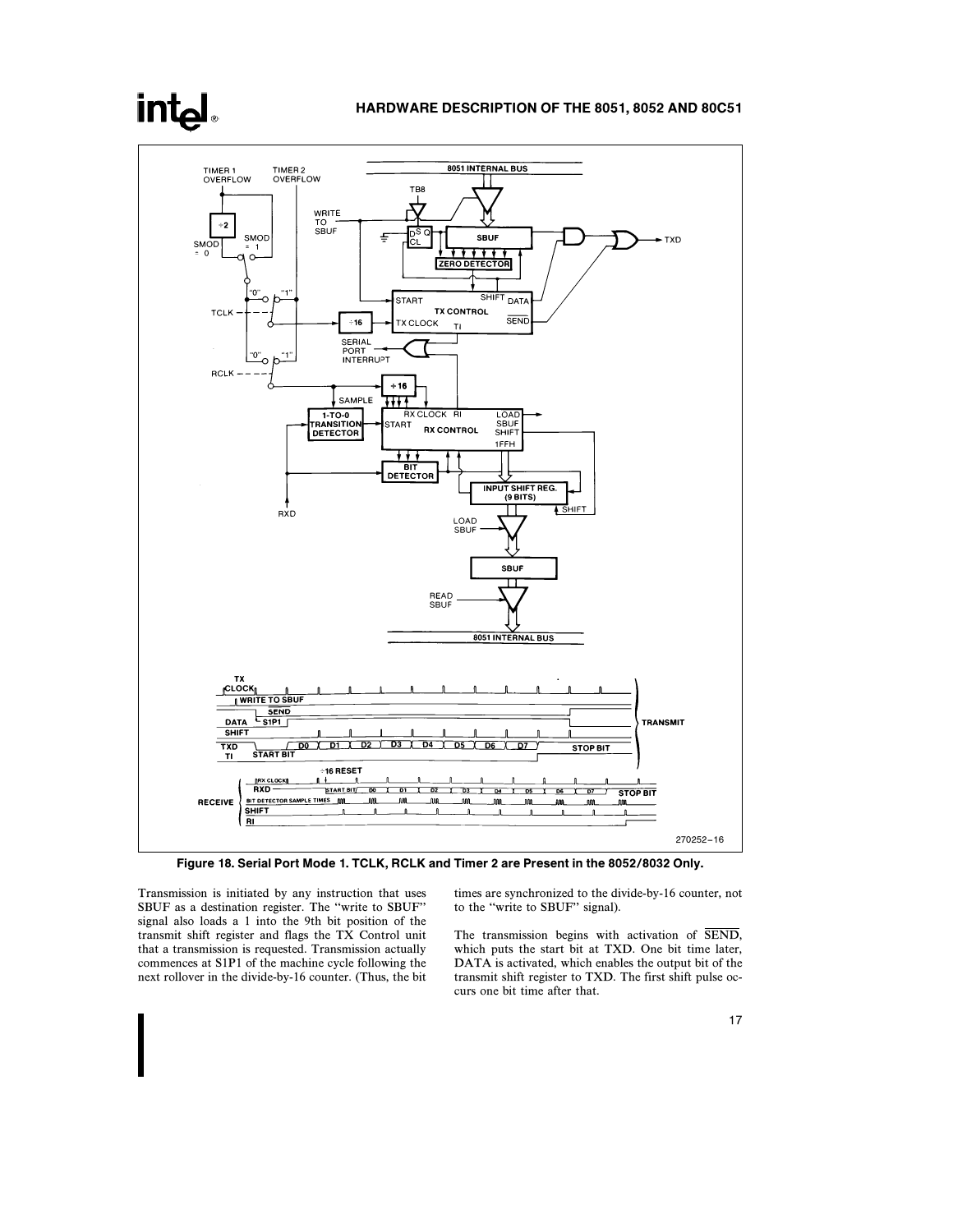Figure 18. Serial Port Mode 1. TCLK, RCLK and Timer 2 are Present in the 8052/8032 Only.

Transmission is initiated by any instruction that uses SBUF as a destination register. The "write to SBUF" signal also loads a 1 into the 9th bit position of the transmit shift register and flags the TX Control unit that a transmission is requested. Transmission actually commences at S1P1 of the machine cycle following the next rollover in the divide-by-16 counter. (Thus, the bit times are synchronized to the divide-by-16 counter, not to the "write to SBUF" signal).

The transmission begins with activation of $\overline{\text{SEND}}$, which puts the start bit at TXD. One bit time later, DATA is activated, which enables the output bit of the transmit shift register to TXD. The first shift pulse occurs one bit time after that.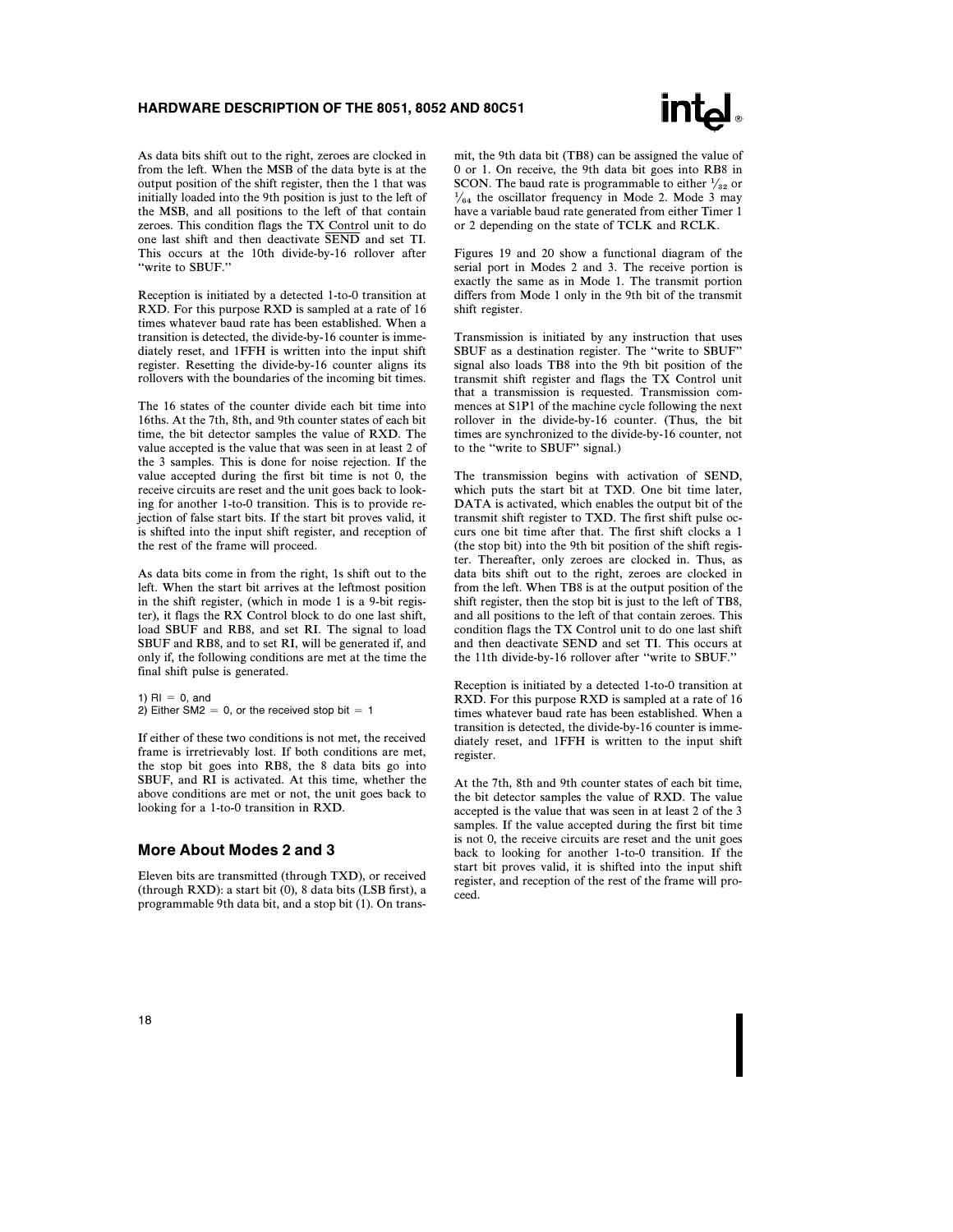As data bits shift out to the right, zeroes are clocked in from the left. When the MSB of the data byte is at the output position of the shift register, then the 1 that was initially loaded into the 9th position is just to the left of the MSB, and all positions to the left of that contain zeroes. This condition flags the TX Control unit to do one last shift and then deactivate $\overline{\text{SEND}}$ and set TI. This occurs at the 10th divide-by-16 rollover after "write to SBUF."

Reception is initiated by a detected 1-to-0 transition at RXD. For this purpose RXD is sampled at a rate of 16 times whatever baud rate has been established. When a transition is detected, the divide-by-16 counter is immediately reset, and 1FFH is written into the input shift register. Resetting the divide-by-16 counter aligns its rollovers with the boundaries of the incoming bit times.

The 16 states of the counter divide each bit time into 16ths. At the 7th, 8th, and 9th counter states of each bit time, the bit detector samples the value of RXD. The value accepted is the value that was seen in at least 2 of the 3 samples. This is done for noise rejection. If the value accepted during the first bit time is not 0, the receive circuits are reset and the unit goes back to looking for another 1-to-0 transition. This is to provide rejection of false start bits. If the start bit proves valid, it is shifted into the input shift register, and reception of the rest of the frame will proceed.

As data bits come in from the right, 1s shift out to the left. When the start bit arrives at the leftmost position in the shift register, (which in mode 1 is a 9-bit register), it flags the RX Control block to do one last shift, load SBUF and RB8, and set RI. The signal to load SBUF and RB8, and to set RI, will be generated if, and only if, the following conditions are met at the time the final shift pulse is generated.

1) RI = 0, and
2) Either SM2 = 0, or the received stop bit = 1

If either of these two conditions is not met, the received frame is irretrievably lost. If both conditions are met, the stop bit goes into RB8, the 8 data bits go into SBUF, and RI is activated. At this time, whether the above conditions are met or not, the unit goes back to looking for a 1-to-0 transition in RXD.

## More About Modes 2 and 3

Eleven bits are transmitted (through TXD), or received (through RXD): a start bit (0), 8 data bits (LSB first), a programmable 9th data bit, and a stop bit (1). On transmit, the 9th data bit (TB8) can be assigned the value of 0 or 1. On receive, the 9th data bit goes into RB8 in SCON. The baud rate is programmable to either $1/32$ or $1/64$ the oscillator frequency in Mode 2. Mode 3 may have a variable baud rate generated from either Timer 1 or 2 depending on the state of TCLK and RCLK.

Figures 19 and 20 show a functional diagram of the serial port in Modes 2 and 3. The receive portion is exactly the same as in Mode 1. The transmit portion differs from Mode 1 only in the 9th bit of the transmit shift register.

Transmission is initiated by any instruction that uses SBUF as a destination register. The "write to SBUF" signal also loads TB8 into the 9th bit position of the transmit shift register and flags the TX Control unit that a transmission is requested. Transmission commences at S1P1 of the machine cycle following the next rollover in the divide-by-16 counter. (Thus, the bit times are synchronized to the divide-by-16 counter, not to the "write to SBUF" signal.)

The transmission begins with activation of $\overline{\text{SEND}}$, which puts the start bit at TXD. One bit time later, DATA is activated, which enables the output bit of the transmit shift register to TXD. The first shift pulse occurs one bit time after that. The first shift clocks a 1 (the stop bit) into the 9th bit position of the shift register. Thereafter, only zeroes are clocked in. Thus, as data bits shift out to the right, zeroes are clocked in from the left. When TB8 is at the output position of the shift register, then the stop bit is just to the left of TB8, and all positions to the left of that contain zeroes. This condition flags the TX Control unit to do one last shift and then deactivate $\overline{\text{SEND}}$ and set TI. This occurs at the 11th divide-by-16 rollover after "write to SBUF."

Reception is initiated by a detected 1-to-0 transition at RXD. For this purpose RXD is sampled at a rate of 16 times whatever baud rate has been established. When a transition is detected, the divide-by-16 counter is immediately reset, and 1FFH is written to the input shift register.

At the 7th, 8th and 9th counter states of each bit time, the bit detector samples the value of RXD. The value accepted is the value that was seen in at least 2 of the 3 samples. If the value accepted during the first bit time is not 0, the receive circuits are reset and the unit goes back to looking for another 1-to-0 transition. If the start bit proves valid, it is shifted into the input shift register, and reception of the rest of the frame will proceed.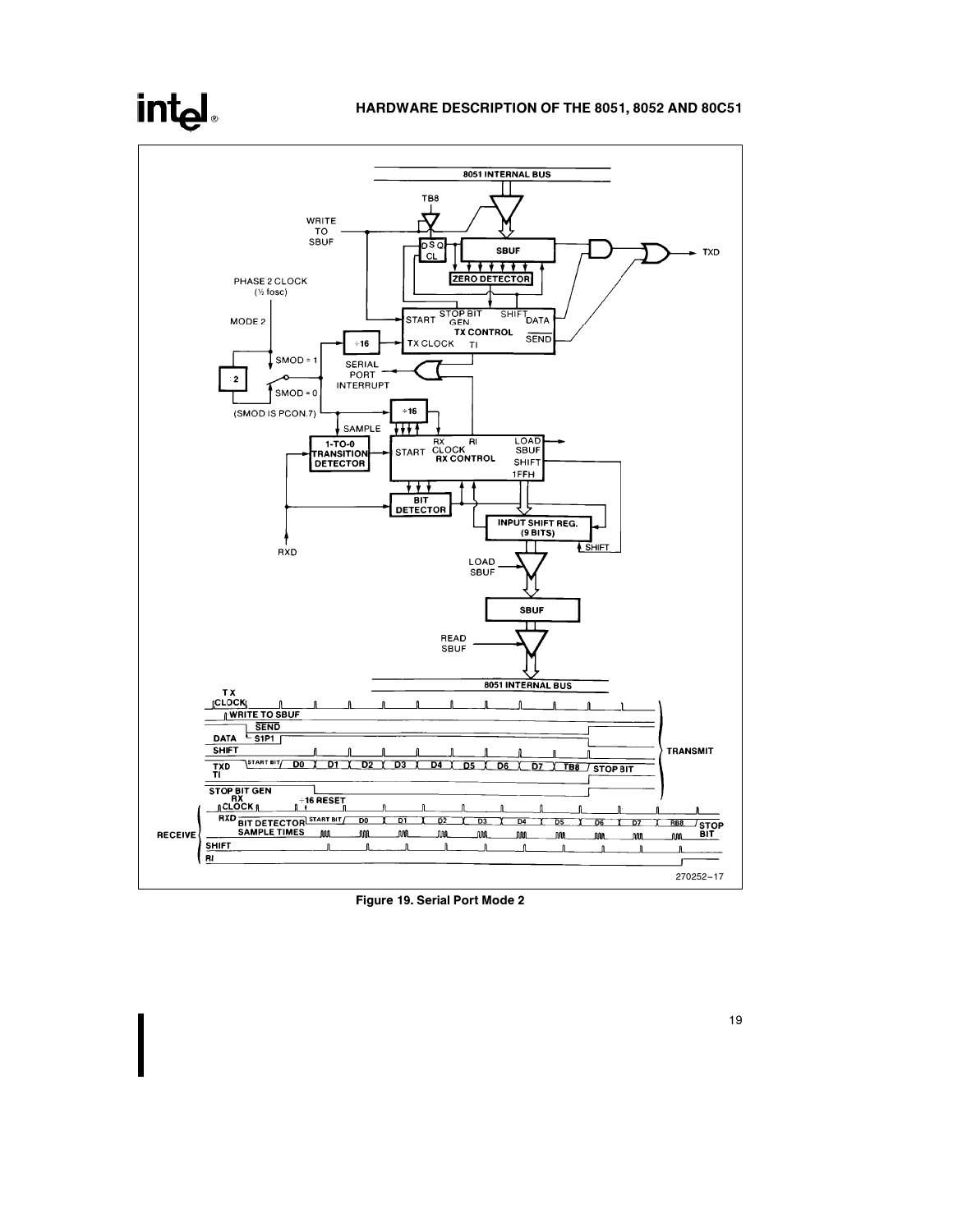Figure 19. Serial Port Mode 2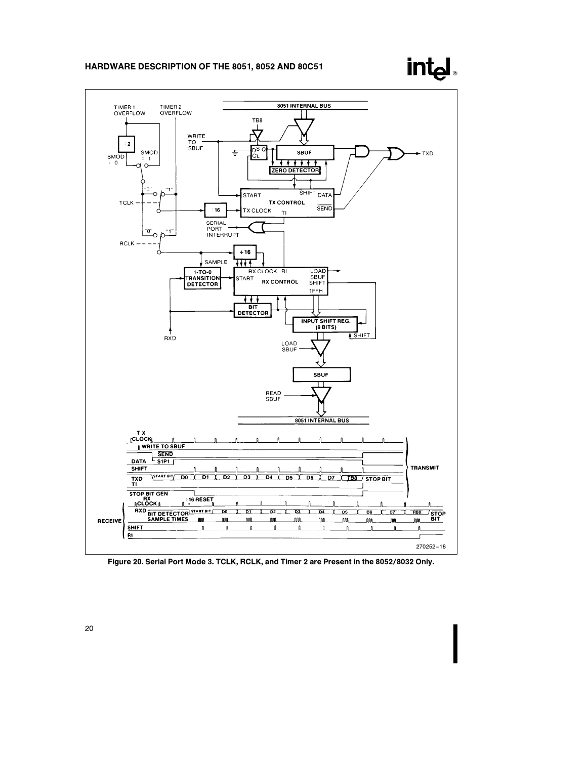Figure 20. Serial Port Mode 3. TCLK, RCLK, and Timer 2 are Present in the 8052/8032 Only.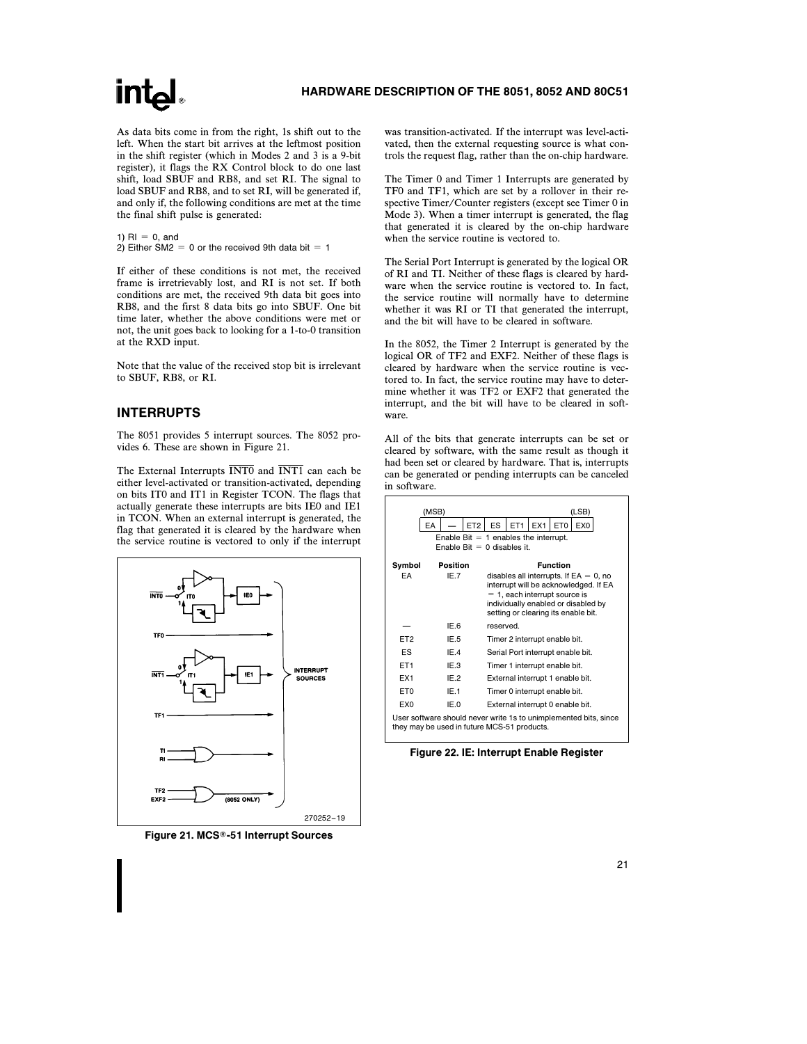As data bits come in from the right, 1s shift out to the left. When the start bit arrives at the leftmost position in the shift register (which in Modes 2 and 3 is a 9-bit register), it flags the RX Control block to do one last shift, load SBUF and RB8, and set RI. The signal to load SBUF and RB8, and to set RI, will be generated if, and only if, the following conditions are met at the time the final shift pulse is generated:

1) RI = 0, and
2) Either SM2 = 0 or the received 9th data bit = 1

If either of these conditions is not met, the received frame is irretrievably lost, and RI is not set. If both conditions are met, the received 9th data bit goes into RB8, and the first 8 data bits go into SBUF. One bit time later, whether the above conditions were met or not, the unit goes back to looking for a 1-to-0 transition at the RXD input.

Note that the value of the received stop bit is irrelevant to SBUF, RB8, or RI.

## INTERRUPTS

The 8051 provides 5 interrupt sources. The 8052 provides 6. These are shown in Figure 21.

The External Interrupts $\overline{\text{INT0}}$ and $\overline{\text{INT1}}$ can each be either level-activated or transition-activated, depending on bits IT0 and IT1 in Register TCON. The flags that actually generate these interrupts are bits IE0 and IE1 in TCON. When an external interrupt is generated, the flag that generated it is cleared by the hardware when the service routine is vectored to only if the interrupt was transition-activated. If the interrupt was level-activated, then the external requesting source is what controls the request flag, rather than the on-chip hardware.

Figure 21. MCS®-51 Interrupt Sources

The Timer 0 and Timer 1 Interrupts are generated by TF0 and TF1, which are set by a rollover in their respective Timer/Counter registers (except see Timer 0 in Mode 3). When a timer interrupt is generated, the flag that generated it is cleared by the on-chip hardware when the service routine is vectored to.

The Serial Port Interrupt is generated by the logical OR of RI and TI. Neither of these flags is cleared by hardware when the service routine is vectored to. In fact, the service routine will normally have to determine whether it was RI or TI that generated the interrupt, and the bit will have to be cleared in software.

In the 8052, the Timer 2 Interrupt is generated by the logical OR of TF2 and EXF2. Neither of these flags is cleared by hardware when the service routine is vectored to. In fact, the service routine may have to determine whether it was TF2 or EXF2 that generated the interrupt, and the bit will have to be cleared in software.

All of the bits that generate interrupts can be set or cleared by software, with the same result as though it had been set or cleared by hardware. That is, interrupts can be generated or pending interrupts can be canceled in software.

(MSB) (LSB)

| EA | — | ET2 | ES | ET1 | EX1 | ET0 | EX0 |
|---|---|---|---|---|---|---|---|

Enable Bit = 1 enables the interrupt.
Enable Bit = 0 disables it.

| Symbol | Position | Function |
|---|---|---|
| EA | IE.7 | disables all interrupts. If EA = 0, no interrupt will be acknowledged. If EA = 1, each interrupt source is individually enabled or disabled by setting or clearing its enable bit. |
| — | IE.6 | reserved. |
| ET2 | IE.5 | Timer 2 interrupt enable bit. |
| ES | IE.4 | Serial Port interrupt enable bit. |
| ET1 | IE.3 | Timer 1 interrupt enable bit. |
| EX1 | IE.2 | External interrupt 1 enable bit. |
| ET0 | IE.1 | Timer 0 interrupt enable bit. |
| EX0 | IE.0 | External interrupt 0 enable bit. |

User software should never write 1s to unimplemented bits, since they may be used in future MCS-51 products.

Figure 22. IE: Interrupt Enable Register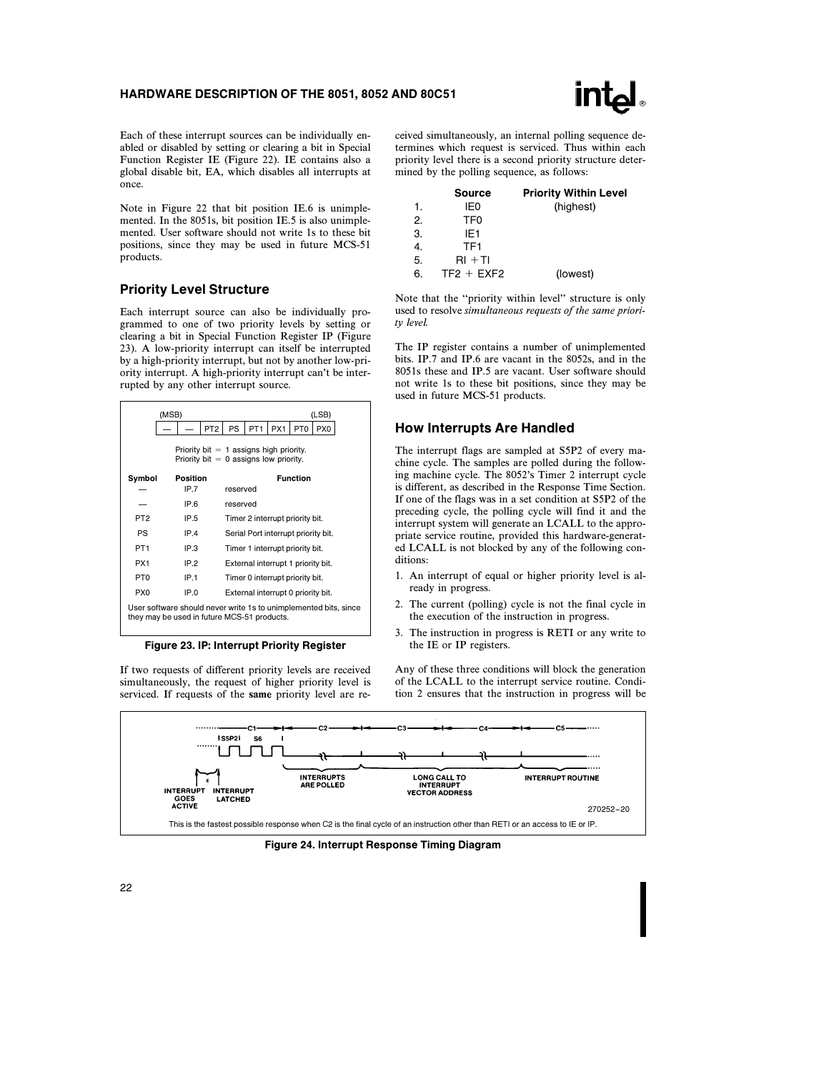Each of these interrupt sources can be individually enabled or disabled by setting or clearing a bit in Special Function Register IE (Figure 22). IE contains also a global disable bit, EA, which disables all interrupts at once.

Note in Figure 22 that bit position IE.6 is unimplemented. In the 8051s, bit position IE.5 is also unimplemented. User software should not write 1s to these bit positions, since they may be used in future MCS-51 products.

## Priority Level Structure

Each interrupt source can also be individually programmed to one of two priority levels by setting or clearing a bit in Special Function Register IP (Figure 23). A low-priority interrupt can itself be interrupted by a high-priority interrupt, but not by another low-priority interrupt. A high-priority interrupt can't be interrupted by any other interrupt source.

(MSB) (LSB)

| — | — | PT2 | PS | PT1 | PX1 | PT0 | PX0 |
|---|---|---|---|---|---|---|---|

Priority bit = 1 assigns high priority.
Priority bit = 0 assigns low priority.

| Symbol | Position | Function |
|---|---|---|
| — | IP.7 | reserved |
| — | IP.6 | reserved |
| PT2 | IP.5 | Timer 2 interrupt priority bit. |
| PS | IP.4 | Serial Port interrupt priority bit. |
| PT1 | IP.3 | Timer 1 interrupt priority bit. |
| PX1 | IP.2 | External interrupt 1 priority bit. |
| PT0 | IP.1 | Timer 0 interrupt priority bit. |
| PX0 | IP.0 | External interrupt 0 priority bit. |

User software should never write 1s to unimplemented bits, since they may be used in future MCS-51 products.

**Figure 23. IP: Interrupt Priority Register**

If two requests of different priority levels are received simultaneously, the request of higher priority level is serviced. If requests of the **same** priority level are received simultaneously, an internal polling sequence determines which request is serviced. Thus within each priority level there is a second priority structure determined by the polling sequence, as follows:

| | Source | Priority Within Level |
|---|---|---|
| 1. | IE0 | (highest) |
| 2. | TF0 | |
| 3. | IE1 | |
| 4. | TF1 | |
| 5. | RI + TI | |
| 6. | TF2 + EXF2 | (lowest) |

Note that the "priority within level" structure is only used to resolve *simultaneous requests of the same priority level.*

The IP register contains a number of unimplemented bits. IP.7 and IP.6 are vacant in the 8052s, and in the 8051s these and IP.5 are vacant. User software should not write 1s to these bit positions, since they may be used in future MCS-51 products.

## How Interrupts Are Handled

The interrupt flags are sampled at S5P2 of every machine cycle. The samples are polled during the following machine cycle. The 8052's Timer 2 interrupt cycle is different, as described in the Response Time Section. If one of the flags was in a set condition at S5P2 of the preceding cycle, the polling cycle will find it and the interrupt system will generate an LCALL to the appropriate service routine, provided this hardware-generated LCALL is not blocked by any of the following conditions:

1. An interrupt of equal or higher priority level is already in progress.
2. The current (polling) cycle is not the final cycle in the execution of the instruction in progress.
3. The instruction in progress is RETI or any write to the IE or IP registers.

Any of these three conditions will block the generation of the LCALL to the interrupt service routine. Condition 2 ensures that the instruction in progress will be

C1 C2 C3 C4 C5
S5P2 S6
INTERRUPT GOES ACTIVE — INTERRUPT LATCHED — INTERRUPTS ARE POLLED — LONG CALL TO INTERRUPT VECTOR ADDRESS — INTERRUPT ROUTINE

270252–20

This is the fastest possible response when C2 is the final cycle of an instruction other than RETI or an access to IE or IP.

**Figure 24. Interrupt Response Timing Diagram**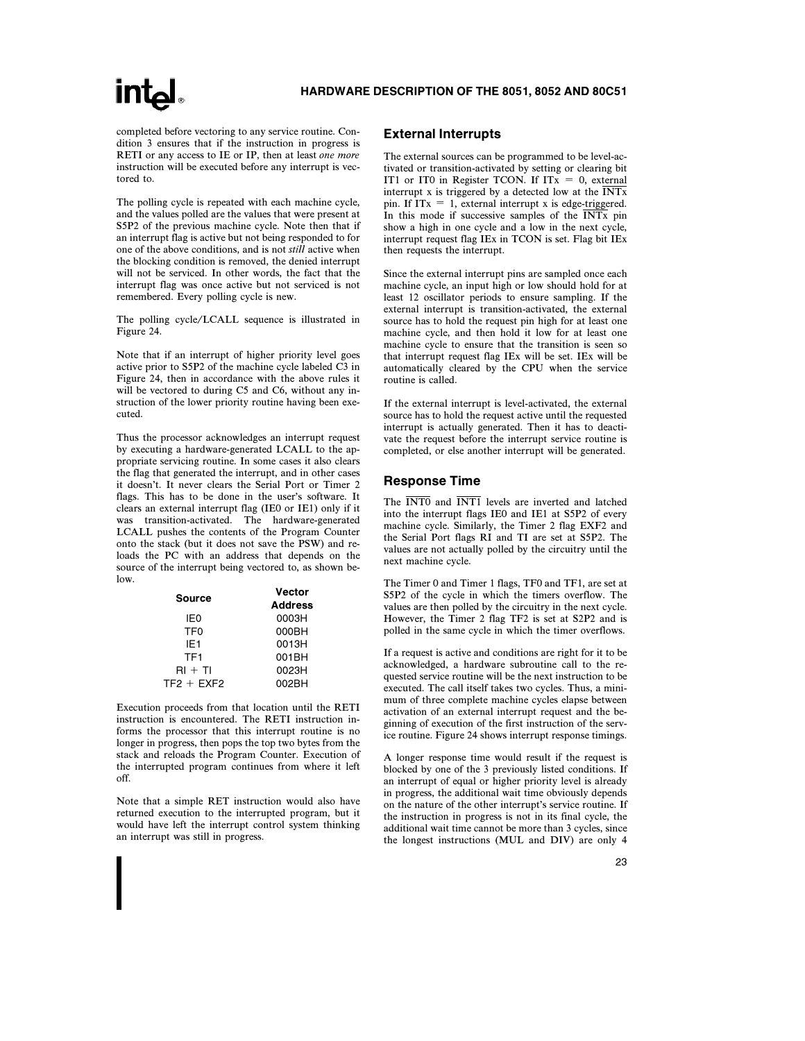completed before vectoring to any service routine. Condition 3 ensures that if the instruction in progress is RETI or any access to IE or IP, then at least *one more* instruction will be executed before any interrupt is vectored to.

The polling cycle is repeated with each machine cycle, and the values polled are the values that were present at S5P2 of the previous machine cycle. Note then that if an interrupt flag is active but not being responded to for one of the above conditions, and is not *still* active when the blocking condition is removed, the denied interrupt will not be serviced. In other words, the fact that the interrupt flag was once active but not serviced is not remembered. Every polling cycle is new.

The polling cycle/LCALL sequence is illustrated in Figure 24.

Note that if an interrupt of higher priority level goes active prior to S5P2 of the machine cycle labeled C3 in Figure 24, then in accordance with the above rules it will be vectored to during C5 and C6, without any instruction of the lower priority routine having been executed.

Thus the processor acknowledges an interrupt request by executing a hardware-generated LCALL to the appropriate servicing routine. In some cases it also clears the flag that generated the interrupt, and in other cases it doesn't. It never clears the Serial Port or Timer 2 flags. This has to be done in the user's software. It clears an external interrupt flag (IE0 or IE1) only if it was transition-activated. The hardware-generated LCALL pushes the contents of the Program Counter onto the stack (but it does not save the PSW) and reloads the PC with an address that depends on the source of the interrupt being vectored to, as shown below.

| Source | Vector Address |
|---|---|
| IE0 | 0003H |
| TF0 | 000BH |
| IE1 | 0013H |
| TF1 | 001BH |
| RI + TI | 0023H |
| TF2 + EXF2 | 002BH |

Execution proceeds from that location until the RETI instruction is encountered. The RETI instruction informs the processor that this interrupt routine is no longer in progress, then pops the top two bytes from the stack and reloads the Program Counter. Execution of the interrupted program continues from where it left off.

Note that a simple RET instruction would also have returned execution to the interrupted program, but it would have left the interrupt control system thinking an interrupt was still in progress.

## External Interrupts

The external sources can be programmed to be level-activated or transition-activated by setting or clearing bit IT1 or IT0 in Register TCON. If ITx = 0, external interrupt x is triggered by a detected low at the $\overline{\text{INTx}}$ pin. If ITx = 1, external interrupt x is edge-triggered. In this mode if successive samples of the $\overline{\text{INTx}}$ pin show a high in one cycle and a low in the next cycle, interrupt request flag IEx in TCON is set. Flag bit IEx then requests the interrupt.

Since the external interrupt pins are sampled once each machine cycle, an input high or low should hold for at least 12 oscillator periods to ensure sampling. If the external interrupt is transition-activated, the external source has to hold the request pin high for at least one machine cycle, and then hold it low for at least one machine cycle to ensure that the transition is seen so that interrupt request flag IEx will be set. IEx will be automatically cleared by the CPU when the service routine is called.

If the external interrupt is level-activated, the external source has to hold the request active until the requested interrupt is actually generated. Then it has to deactivate the request before the interrupt service routine is completed, or else another interrupt will be generated.

## Response Time

The $\overline{\text{INT0}}$ and $\overline{\text{INT1}}$ levels are inverted and latched into the interrupt flags IE0 and IE1 at S5P2 of every machine cycle. Similarly, the Timer 2 flag EXF2 and the Serial Port flags RI and TI are set at S5P2. The values are not actually polled by the circuitry until the next machine cycle.

The Timer 0 and Timer 1 flags, TF0 and TF1, are set at S5P2 of the cycle in which the timers overflow. The values are then polled by the circuitry in the next cycle. However, the Timer 2 flag TF2 is set at S2P2 and is polled in the same cycle in which the timer overflows.

If a request is active and conditions are right for it to be acknowledged, a hardware subroutine call to the requested service routine will be the next instruction to be executed. The call itself takes two cycles. Thus, a minimum of three complete machine cycles elapse between activation of an external interrupt request and the beginning of execution of the first instruction of the service routine. Figure 24 shows interrupt response timings.

A longer response time would result if the request is blocked by one of the 3 previously listed conditions. If an interrupt of equal or higher priority level is already in progress, the additional wait time obviously depends on the nature of the other interrupt's service routine. If the instruction in progress is not in its final cycle, the additional wait time cannot be more than 3 cycles, since the longest instructions (MUL and DIV) are only 4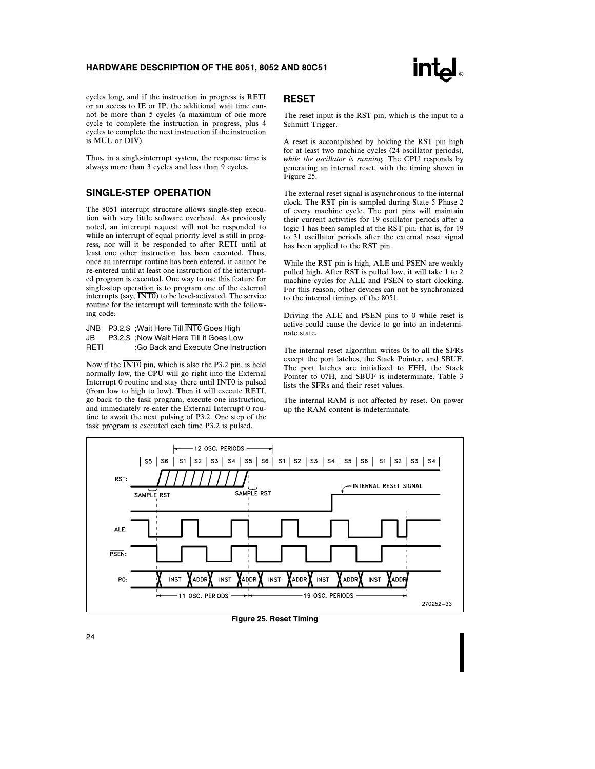cycles long, and if the instruction in progress is RETI or an access to IE or IP, the additional wait time cannot be more than 5 cycles (a maximum of one more cycle to complete the instruction in progress, plus 4 cycles to complete the next instruction if the instruction is MUL or DIV).

Thus, in a single-interrupt system, the response time is always more than 3 cycles and less than 9 cycles.

## SINGLE-STEP OPERATION

The 8051 interrupt structure allows single-step execution with very little software overhead. As previously noted, an interrupt request will not be responded to while an interrupt of equal priority level is still in progress, nor will it be responded to after RETI until at least one other instruction has been executed. Thus, once an interrupt routine has been entered, it cannot be re-entered until at least one instruction of the interrupted program is executed. One way to use this feature for single-stop operation is to program one of the external interrupts (say, $\overline{INT0}$) to be level-activated. The service routine for the interrupt will terminate with the following code:

```
JNB   P3.2,$  ;Wait Here Till INT0 Goes High
JB    P3.2,$  ;Now Wait Here Till it Goes Low
RETI          :Go Back and Execute One Instruction
```

Now if the $\overline{INT0}$ pin, which is also the P3.2 pin, is held normally low, the CPU will go right into the External Interrupt 0 routine and stay there until $\overline{INT0}$ is pulsed (from low to high to low). Then it will execute RETI, go back to the task program, execute one instruction, and immediately re-enter the External Interrupt 0 routine to await the next pulsing of P3.2. One step of the task program is executed each time P3.2 is pulsed.

## RESET

The reset input is the RST pin, which is the input to a Schmitt Trigger.

A reset is accomplished by holding the RST pin high for at least two machine cycles (24 oscillator periods), *while the oscillator is running.* The CPU responds by generating an internal reset, with the timing shown in Figure 25.

The external reset signal is asynchronous to the internal clock. The RST pin is sampled during State 5 Phase 2 of every machine cycle. The port pins will maintain their current activities for 19 oscillator periods after a logic 1 has been sampled at the RST pin; that is, for 19 to 31 oscillator periods after the external reset signal has been applied to the RST pin.

While the RST pin is high, ALE and PSEN are weakly pulled high. After RST is pulled low, it will take 1 to 2 machine cycles for ALE and PSEN to start clocking. For this reason, other devices can not be synchronized to the internal timings of the 8051.

Driving the ALE and $\overline{PSEN}$ pins to 0 while reset is active could cause the device to go into an indeterminate state.

The internal reset algorithm writes 0s to all the SFRs except the port latches, the Stack Pointer, and SBUF. The port latches are initialized to FFH, the Stack Pointer to 07H, and SBUF is indeterminate. Table 3 lists the SFRs and their reset values.

The internal RAM is not affected by reset. On power up the RAM content is indeterminate.

270252–33

**Figure 25. Reset Timing**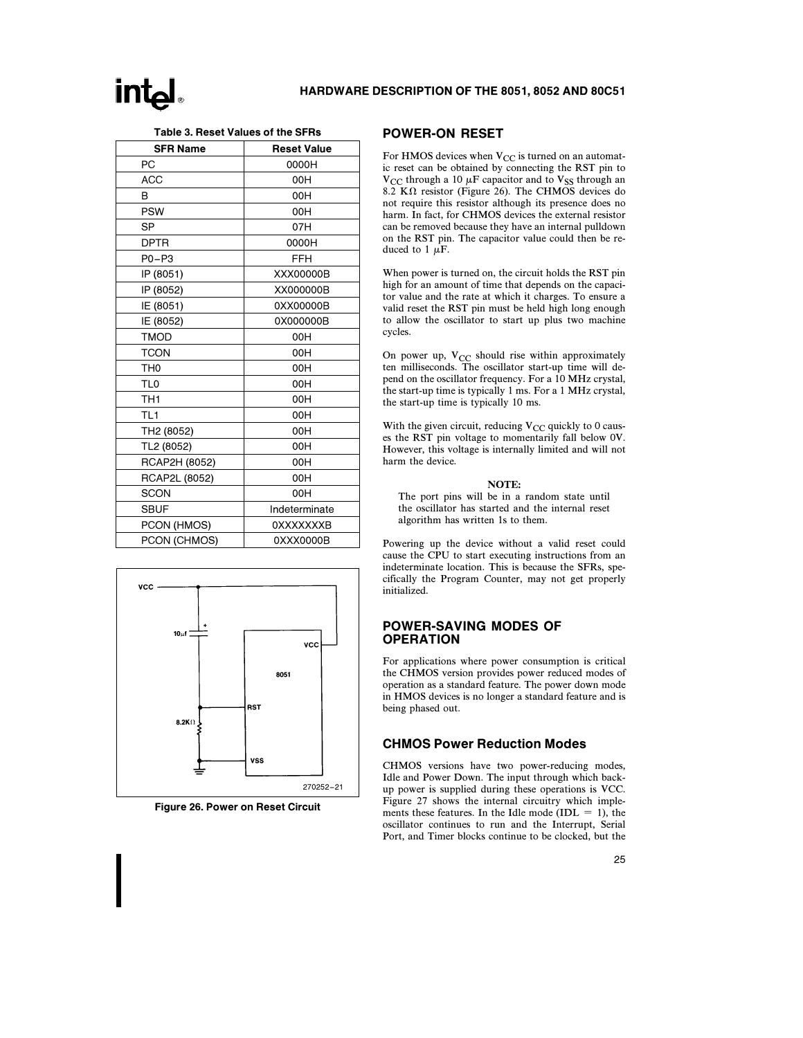**Table 3. Reset Values of the SFRs**

| SFR Name | Reset Value |
|---|---|
| PC | 0000H |
| ACC | 00H |
| B | 00H |
| PSW | 00H |
| SP | 07H |
| DPTR | 0000H |
| P0–P3 | FFH |
| IP (8051) | XXX00000B |
| IP (8052) | XX000000B |
| IE (8051) | 0XX00000B |
| IE (8052) | 0X000000B |
| TMOD | 00H |
| TCON | 00H |
| TH0 | 00H |
| TL0 | 00H |
| TH1 | 00H |
| TL1 | 00H |
| TH2 (8052) | 00H |
| TL2 (8052) | 00H |
| RCAP2H (8052) | 00H |
| RCAP2L (8052) | 00H |
| SCON | 00H |
| SBUF | Indeterminate |
| PCON (HMOS) | 0XXXXXXXB |
| PCON (CHMOS) | 0XXX0000B |

Figure 26. Power on Reset Circuit

## POWER-ON RESET

For HMOS devices when $V_{CC}$ is turned on an automatic reset can be obtained by connecting the RST pin to $V_{CC}$ through a 10 $\mu$F capacitor and to $V_{SS}$ through an 8.2 K$\Omega$ resistor (Figure 26). The CHMOS devices do not require this resistor although its presence does no harm. In fact, for CHMOS devices the external resistor can be removed because they have an internal pulldown on the RST pin. The capacitor value could then be reduced to 1 $\mu$F.

When power is turned on, the circuit holds the RST pin high for an amount of time that depends on the capacitor value and the rate at which it charges. To ensure a valid reset the RST pin must be held high long enough to allow the oscillator to start up plus two machine cycles.

On power up, $V_{CC}$ should rise within approximately ten milliseconds. The oscillator start-up time will depend on the oscillator frequency. For a 10 MHz crystal, the start-up time is typically 1 ms. For a 1 MHz crystal, the start-up time is typically 10 ms.

With the given circuit, reducing $V_{CC}$ quickly to 0 causes the RST pin voltage to momentarily fall below 0V. However, this voltage is internally limited and will not harm the device.

**NOTE:**
The port pins will be in a random state until the oscillator has started and the internal reset algorithm has written 1s to them.

Powering up the device without a valid reset could cause the CPU to start executing instructions from an indeterminate location. This is because the SFRs, specifically the Program Counter, may not get properly initialized.

## POWER-SAVING MODES OF OPERATION

For applications where power consumption is critical the CHMOS version provides power reduced modes of operation as a standard feature. The power down mode in HMOS devices is no longer a standard feature and is being phased out.

### CHMOS Power Reduction Modes

CHMOS versions have two power-reducing modes, Idle and Power Down. The input through which backup power is supplied during these operations is VCC. Figure 27 shows the internal circuitry which implements these features. In the Idle mode (IDL = 1), the oscillator continues to run and the Interrupt, Serial Port, and Timer blocks continue to be clocked, but the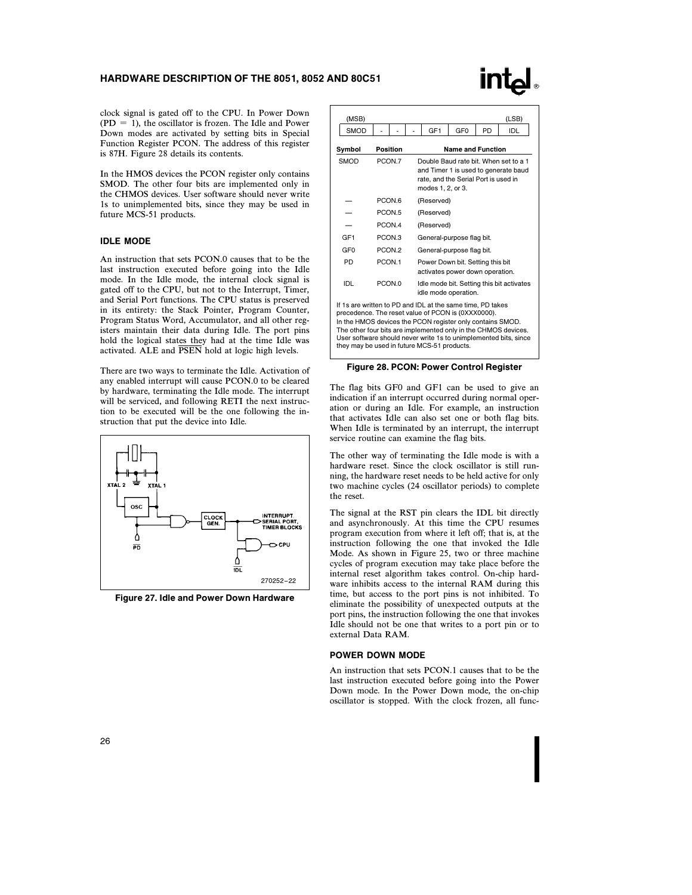clock signal is gated off to the CPU. In Power Down (PD = 1), the oscillator is frozen. The Idle and Power Down modes are activated by setting bits in Special Function Register PCON. The address of this register is 87H. Figure 28 details its contents.

In the HMOS devices the PCON register only contains SMOD. The other four bits are implemented only in the CHMOS devices. User software should never write 1s to unimplemented bits, since they may be used in future MCS-51 products.

### IDLE MODE

An instruction that sets PCON.0 causes that to be the last instruction executed before going into the Idle mode. In the Idle mode, the internal clock signal is gated off to the CPU, but not to the Interrupt, Timer, and Serial Port functions. The CPU status is preserved in its entirety: the Stack Pointer, Program Counter, Program Status Word, Accumulator, and all other registers maintain their data during Idle. The port pins hold the logical states they had at the time Idle was activated. ALE and $\overline{PSEN}$ hold at logic high levels.

There are two ways to terminate the Idle. Activation of any enabled interrupt will cause PCON.0 to be cleared by hardware, terminating the Idle mode. The interrupt will be serviced, and following RETI the next instruction to be executed will be the one following the instruction that put the device into Idle.

Figure 27. Idle and Power Down Hardware

| (MSB) | | | | | | | (LSB) |
|---|---|---|---|---|---|---|---|
| SMOD | - | - | - | GF1 | GF0 | PD | IDL |

| Symbol | Position | Name and Function |
|---|---|---|
| SMOD | PCON.7 | Double Baud rate bit. When set to a 1 and Timer 1 is used to generate baud rate, and the Serial Port is used in modes 1, 2, or 3. |
| — | PCON.6 | (Reserved) |
| — | PCON.5 | (Reserved) |
| — | PCON.4 | (Reserved) |
| GF1 | PCON.3 | General-purpose flag bit. |
| GF0 | PCON.2 | General-purpose flag bit. |
| PD | PCON.1 | Power Down bit. Setting this bit activates power down operation. |
| IDL | PCON.0 | Idle mode bit. Setting this bit activates idle mode operation. |

If 1s are written to PD and IDL at the same time, PD takes precedence. The reset value of PCON is (0XXX0000).
In the HMOS devices the PCON register only contains SMOD. The other four bits are implemented only in the CHMOS devices. User software should never write 1s to unimplemented bits, since they may be used in future MCS-51 products.

Figure 28. PCON: Power Control Register

The flag bits GF0 and GF1 can be used to give an indication if an interrupt occurred during normal operation or during an Idle. For example, an instruction that activates Idle can also set one or both flag bits. When Idle is terminated by an interrupt, the interrupt service routine can examine the flag bits.

The other way of terminating the Idle mode is with a hardware reset. Since the clock oscillator is still running, the hardware reset needs to be held active for only two machine cycles (24 oscillator periods) to complete the reset.

The signal at the RST pin clears the IDL bit directly and asynchronously. At this time the CPU resumes program execution from where it left off; that is, at the instruction following the one that invoked the Idle Mode. As shown in Figure 25, two or three machine cycles of program execution may take place before the internal reset algorithm takes control. On-chip hardware inhibits access to the internal RAM during this time, but access to the port pins is not inhibited. To eliminate the possibility of unexpected outputs at the port pins, the instruction following the one that invokes Idle should not be one that writes to a port pin or to external Data RAM.

### POWER DOWN MODE

An instruction that sets PCON.1 causes that to be the last instruction executed before going into the Power Down mode. In the Power Down mode, the on-chip oscillator is stopped. With the clock frozen, all func-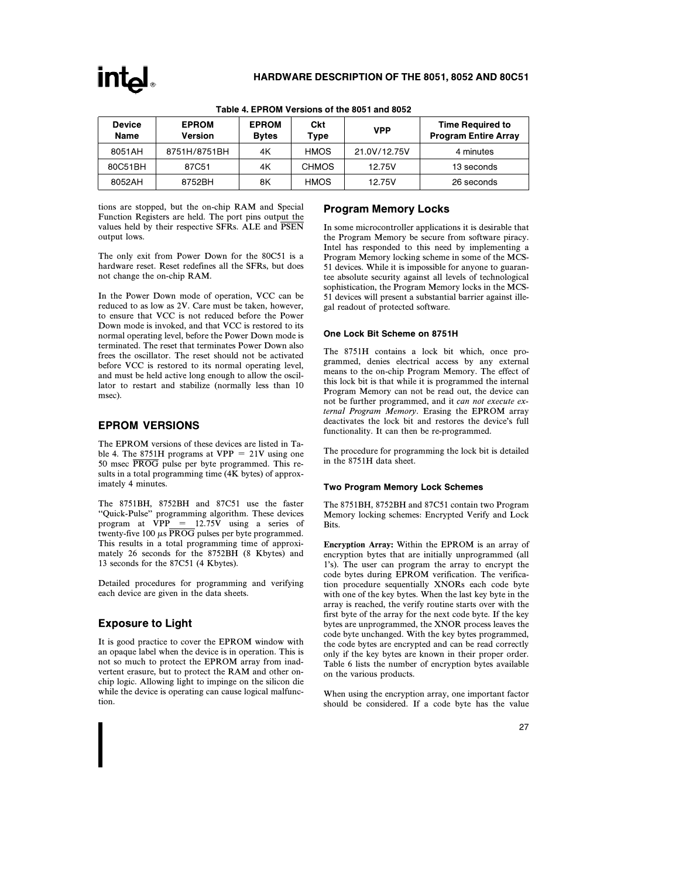**Table 4. EPROM Versions of the 8051 and 8052**

| Device Name | EPROM Version | EPROM Bytes | Ckt Type | VPP | Time Required to Program Entire Array |
|---|---|---|---|---|---|
| 8051AH | 8751H/8751BH | 4K | HMOS | 21.0V/12.75V | 4 minutes |
| 80C51BH | 87C51 | 4K | CHMOS | 12.75V | 13 seconds |
| 8052AH | 8752BH | 8K | HMOS | 12.75V | 26 seconds |

tions are stopped, but the on-chip RAM and Special Function Registers are held. The port pins output the values held by their respective SFRs. ALE and $\overline{\text{PSEN}}$ output lows.

The only exit from Power Down for the 80C51 is a hardware reset. Reset redefines all the SFRs, but does not change the on-chip RAM.

In the Power Down mode of operation, VCC can be reduced to as low as 2V. Care must be taken, however, to ensure that VCC is not reduced before the Power Down mode is invoked, and that VCC is restored to its normal operating level, before the Power Down mode is terminated. The reset that terminates Power Down also frees the oscillator. The reset should not be activated before VCC is restored to its normal operating level, and must be held active long enough to allow the oscillator to restart and stabilize (normally less than 10 msec).

## EPROM VERSIONS

The EPROM versions of these devices are listed in Table 4. The 8751H programs at VPP = 21V using one 50 msec $\overline{\text{PROG}}$ pulse per byte programmed. This results in a total programming time (4K bytes) of approximately 4 minutes.

The 8751BH, 8752BH and 87C51 use the faster "Quick-Pulse" programming algorithm. These devices program at VPP = 12.75V using a series of twenty-five 100 $\mu$s $\overline{\text{PROG}}$ pulses per byte programmed. This results in a total programming time of approximately 26 seconds for the 8752BH (8 Kbytes) and 13 seconds for the 87C51 (4 Kbytes).

Detailed procedures for programming and verifying each device are given in the data sheets.

### Exposure to Light

It is good practice to cover the EPROM window with an opaque label when the device is in operation. This is not so much to protect the EPROM array from inadvertent erasure, but to protect the RAM and other on-chip logic. Allowing light to impinge on the silicon die while the device is operating can cause logical malfunction.

### Program Memory Locks

In some microcontroller applications it is desirable that the Program Memory be secure from software piracy. Intel has responded to this need by implementing a Program Memory locking scheme in some of the MCS-51 devices. While it is impossible for anyone to guarantee absolute security against all levels of technological sophistication, the Program Memory locks in the MCS-51 devices will present a substantial barrier against illegal readout of protected software.

#### One Lock Bit Scheme on 8751H

The 8751H contains a lock bit which, once programmed, denies electrical access by any external means to the on-chip Program Memory. The effect of this lock bit is that while it is programmed the internal Program Memory can not be read out, the device can not be further programmed, and it *can not execute external Program Memory*. Erasing the EPROM array deactivates the lock bit and restores the device's full functionality. It can then be re-programmed.

The procedure for programming the lock bit is detailed in the 8751H data sheet.

#### Two Program Memory Lock Schemes

The 8751BH, 8752BH and 87C51 contain two Program Memory locking schemes: Encrypted Verify and Lock Bits.

**Encryption Array:** Within the EPROM is an array of encryption bytes that are initially unprogrammed (all 1's). The user can program the array to encrypt the code bytes during EPROM verification. The verification procedure sequentially XNORs each code byte with one of the key bytes. When the last key byte in the array is reached, the verify routine starts over with the first byte of the array for the next code byte. If the key bytes are unprogrammed, the XNOR process leaves the code byte unchanged. With the key bytes programmed, the code bytes are encrypted and can be read correctly only if the key bytes are known in their proper order. Table 6 lists the number of encryption bytes available on the various products.

When using the encryption array, one important factor should be considered. If a code byte has the value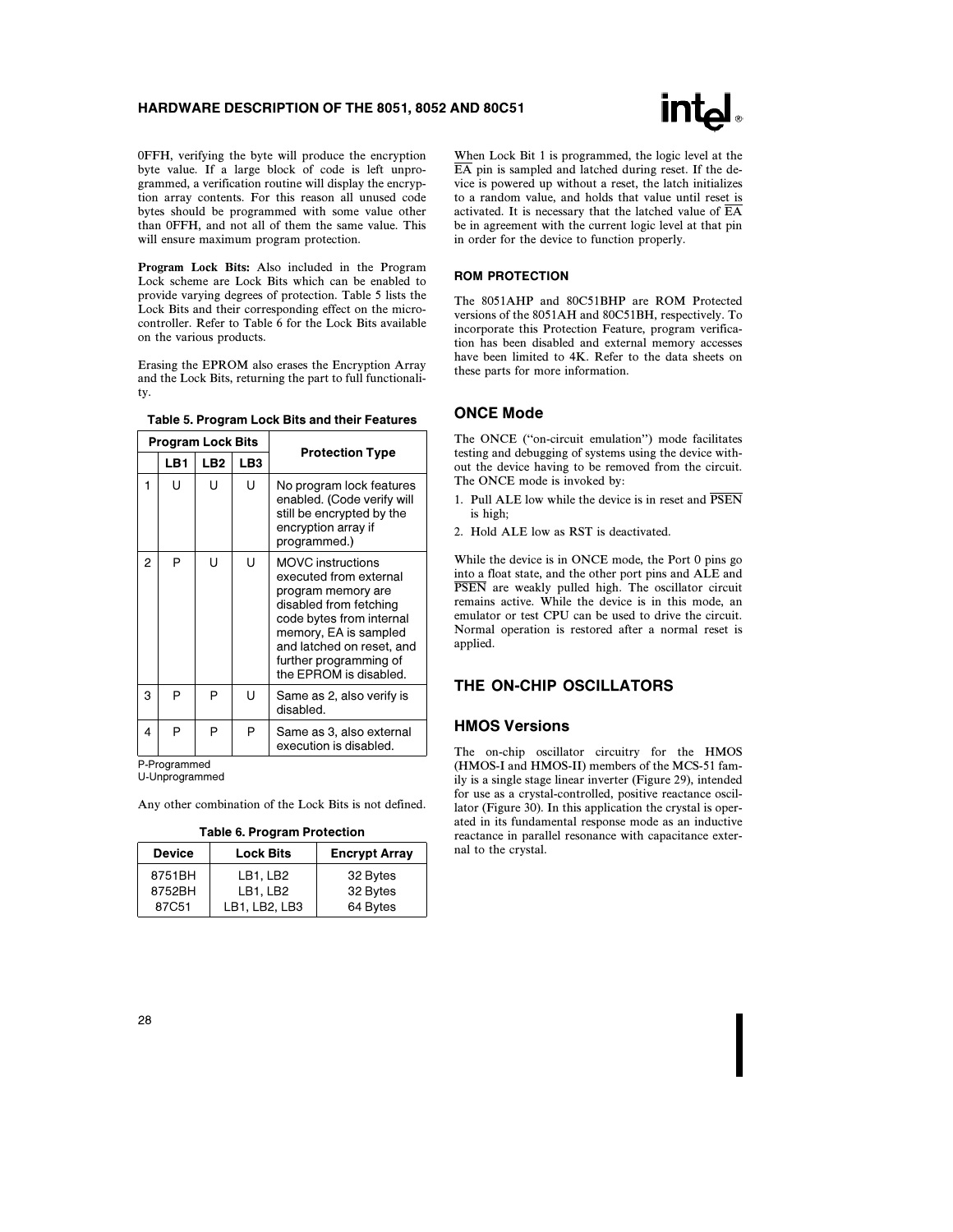0FFH, verifying the byte will produce the encryption byte value. If a large block of code is left unprogrammed, a verification routine will display the encryption array contents. For this reason all unused code bytes should be programmed with some value other than 0FFH, and not all of them the same value. This will ensure maximum program protection.

**Program Lock Bits:** Also included in the Program Lock scheme are Lock Bits which can be enabled to provide varying degrees of protection. Table 5 lists the Lock Bits and their corresponding effect on the microcontroller. Refer to Table 6 for the Lock Bits available on the various products.

Erasing the EPROM also erases the Encryption Array and the Lock Bits, returning the part to full functionality.

**Table 5. Program Lock Bits and their Features**

| Program Lock Bits | | | | Protection Type |
|---|---|---|---|---|
| | LB1 | LB2 | LB3 | |
| 1 | U | U | U | No program lock features enabled. (Code verify will still be encrypted by the encryption array if programmed.) |
| 2 | P | U | U | MOVC instructions executed from external program memory are disabled from fetching code bytes from internal memory, EA is sampled and latched on reset, and further programming of the EPROM is disabled. |
| 3 | P | P | U | Same as 2, also verify is disabled. |
| 4 | P | P | P | Same as 3, also external execution is disabled. |

P-Programmed
U-Unprogrammed

Any other combination of the Lock Bits is not defined.

**Table 6. Program Protection**

| Device | Lock Bits | Encrypt Array |
|---|---|---|
| 8751BH | LB1, LB2 | 32 Bytes |
| 8752BH | LB1, LB2 | 32 Bytes |
| 87C51 | LB1, LB2, LB3 | 64 Bytes |

When Lock Bit 1 is programmed, the logic level at the $\overline{EA}$ pin is sampled and latched during reset. If the device is powered up without a reset, the latch initializes to a random value, and holds that value until reset is activated. It is necessary that the latched value of $\overline{EA}$ be in agreement with the current logic level at that pin in order for the device to function properly.

### ROM PROTECTION

The 8051AHP and 80C51BHP are ROM Protected versions of the 8051AH and 80C51BH, respectively. To incorporate this Protection Feature, program verification has been disabled and external memory accesses have been limited to 4K. Refer to the data sheets on these parts for more information.

## ONCE Mode

The ONCE ("on-circuit emulation") mode facilitates testing and debugging of systems using the device without the device having to be removed from the circuit. The ONCE mode is invoked by:

1. Pull ALE low while the device is in reset and $\overline{PSEN}$ is high;
2. Hold ALE low as RST is deactivated.

While the device is in ONCE mode, the Port 0 pins go into a float state, and the other port pins and ALE and $\overline{PSEN}$ are weakly pulled high. The oscillator circuit remains active. While the device is in this mode, an emulator or test CPU can be used to drive the circuit. Normal operation is restored after a normal reset is applied.

## THE ON-CHIP OSCILLATORS

## HMOS Versions

The on-chip oscillator circuitry for the HMOS (HMOS-I and HMOS-II) members of the MCS-51 family is a single stage linear inverter (Figure 29), intended for use as a crystal-controlled, positive reactance oscillator (Figure 30). In this application the crystal is operated in its fundamental response mode as an inductive reactance in parallel resonance with capacitance external to the crystal.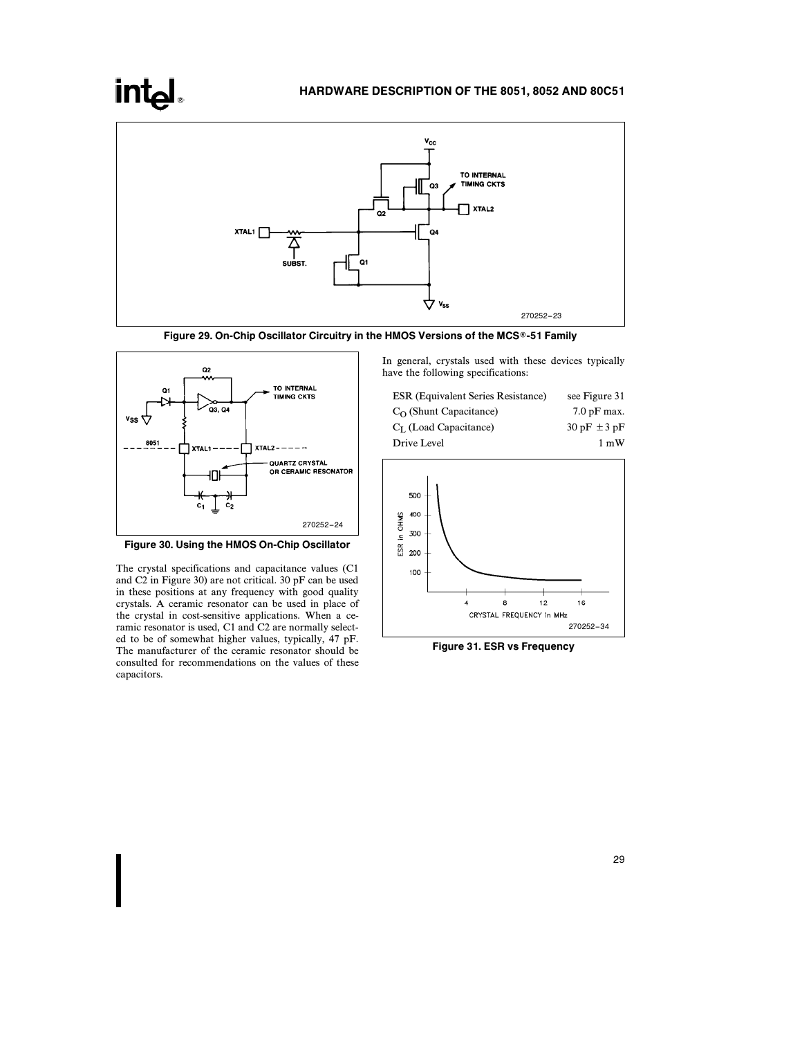Figure 29. On-Chip Oscillator Circuitry in the HMOS Versions of the MCS®-51 Family

Figure 30. Using the HMOS On-Chip Oscillator

The crystal specifications and capacitance values (C1 and C2 in Figure 30) are not critical. 30 pF can be used in these positions at any frequency with good quality crystals. A ceramic resonator can be used in place of the crystal in cost-sensitive applications. When a ceramic resonator is used, C1 and C2 are normally selected to be of somewhat higher values, typically, 47 pF. The manufacturer of the ceramic resonator should be consulted for recommendations on the values of these capacitors.

In general, crystals used with these devices typically have the following specifications:

| | |
|---|---|
| ESR (Equivalent Series Resistance) | see Figure 31 |
| $C_O$ (Shunt Capacitance) | 7.0 pF max. |
| $C_L$ (Load Capacitance) | 30 pF ±3 pF |
| Drive Level | 1 mW |

Figure 31. ESR vs Frequency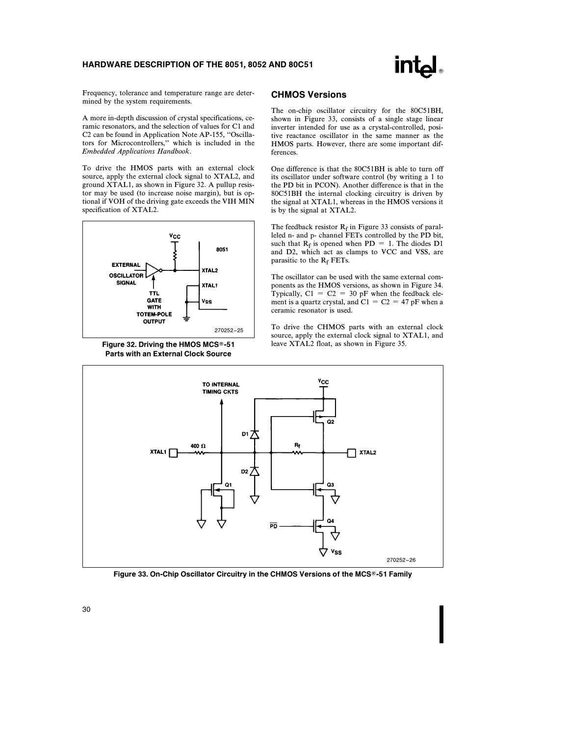Frequency, tolerance and temperature range are determined by the system requirements.

A more in-depth discussion of crystal specifications, ceramic resonators, and the selection of values for C1 and C2 can be found in Application Note AP-155, "Oscillators for Microcontrollers," which is included in the *Embedded Applications Handbook*.

To drive the HMOS parts with an external clock source, apply the external clock signal to XTAL2, and ground XTAL1, as shown in Figure 32. A pullup resistor may be used (to increase noise margin), but is optional if VOH of the driving gate exceeds the VIH MIN specification of XTAL2.

**Figure 32. Driving the HMOS MCS®-51 Parts with an External Clock Source**

## CHMOS Versions

The on-chip oscillator circuitry for the 80C51BH, shown in Figure 33, consists of a single stage linear inverter intended for use as a crystal-controlled, positive reactance oscillator in the same manner as the HMOS parts. However, there are some important differences.

One difference is that the 80C51BH is able to turn off its oscillator under software control (by writing a 1 to the PD bit in PCON). Another difference is that in the 80C51BH the internal clocking circuitry is driven by the signal at XTAL1, whereas in the HMOS versions it is by the signal at XTAL2.

The feedback resistor $R_f$ in Figure 33 consists of paralleled n- and p- channel FETs controlled by the PD bit, such that $R_f$ is opened when PD = 1. The diodes D1 and D2, which act as clamps to VCC and VSS, are parasitic to the $R_f$ FETs.

The oscillator can be used with the same external components as the HMOS versions, as shown in Figure 34. Typically, C1 = C2 = 30 pF when the feedback element is a quartz crystal, and C1 = C2 = 47 pF when a ceramic resonator is used.

To drive the CHMOS parts with an external clock source, apply the external clock signal to XTAL1, and leave XTAL2 float, as shown in Figure 35.

**Figure 33. On-Chip Oscillator Circuitry in the CHMOS Versions of the MCS®-51 Family**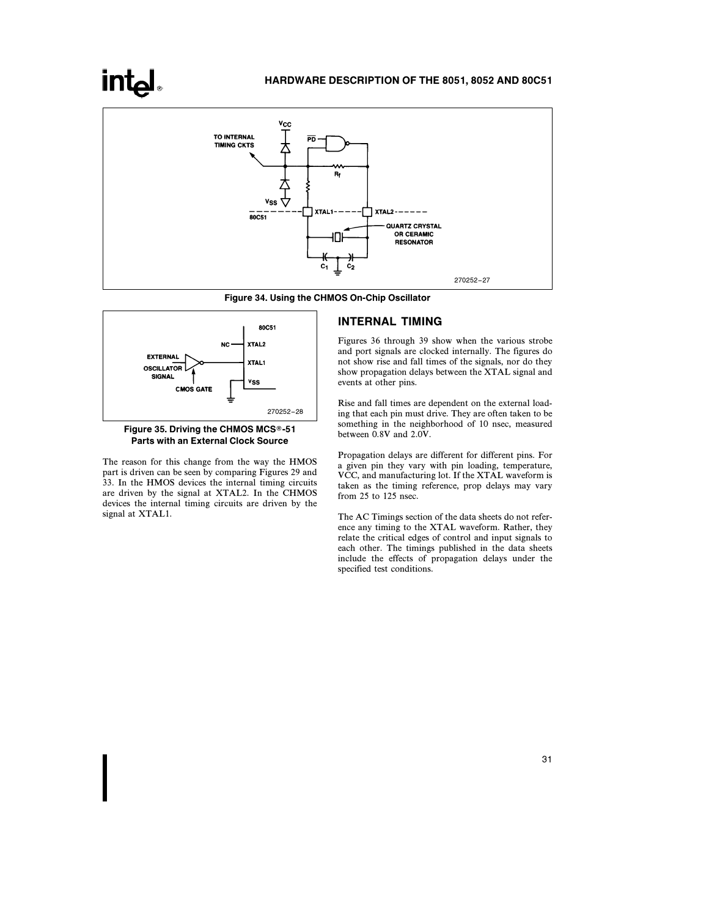Figure 34. Using the CHMOS On-Chip Oscillator

Figure 35. Driving the CHMOS MCS®-51 Parts with an External Clock Source

The reason for this change from the way the HMOS part is driven can be seen by comparing Figures 29 and 33. In the HMOS devices the internal timing circuits are driven by the signal at XTAL2. In the CHMOS devices the internal timing circuits are driven by the signal at XTAL1.

## INTERNAL TIMING

Figures 36 through 39 show when the various strobe and port signals are clocked internally. The figures do not show rise and fall times of the signals, nor do they show propagation delays between the XTAL signal and events at other pins.

Rise and fall times are dependent on the external loading that each pin must drive. They are often taken to be something in the neighborhood of 10 nsec, measured between 0.8V and 2.0V.

Propagation delays are different for different pins. For a given pin they vary with pin loading, temperature, VCC, and manufacturing lot. If the XTAL waveform is taken as the timing reference, prop delays may vary from 25 to 125 nsec.

The AC Timings section of the data sheets do not reference any timing to the XTAL waveform. Rather, they relate the critical edges of control and input signals to each other. The timings published in the data sheets include the effects of propagation delays under the specified test conditions.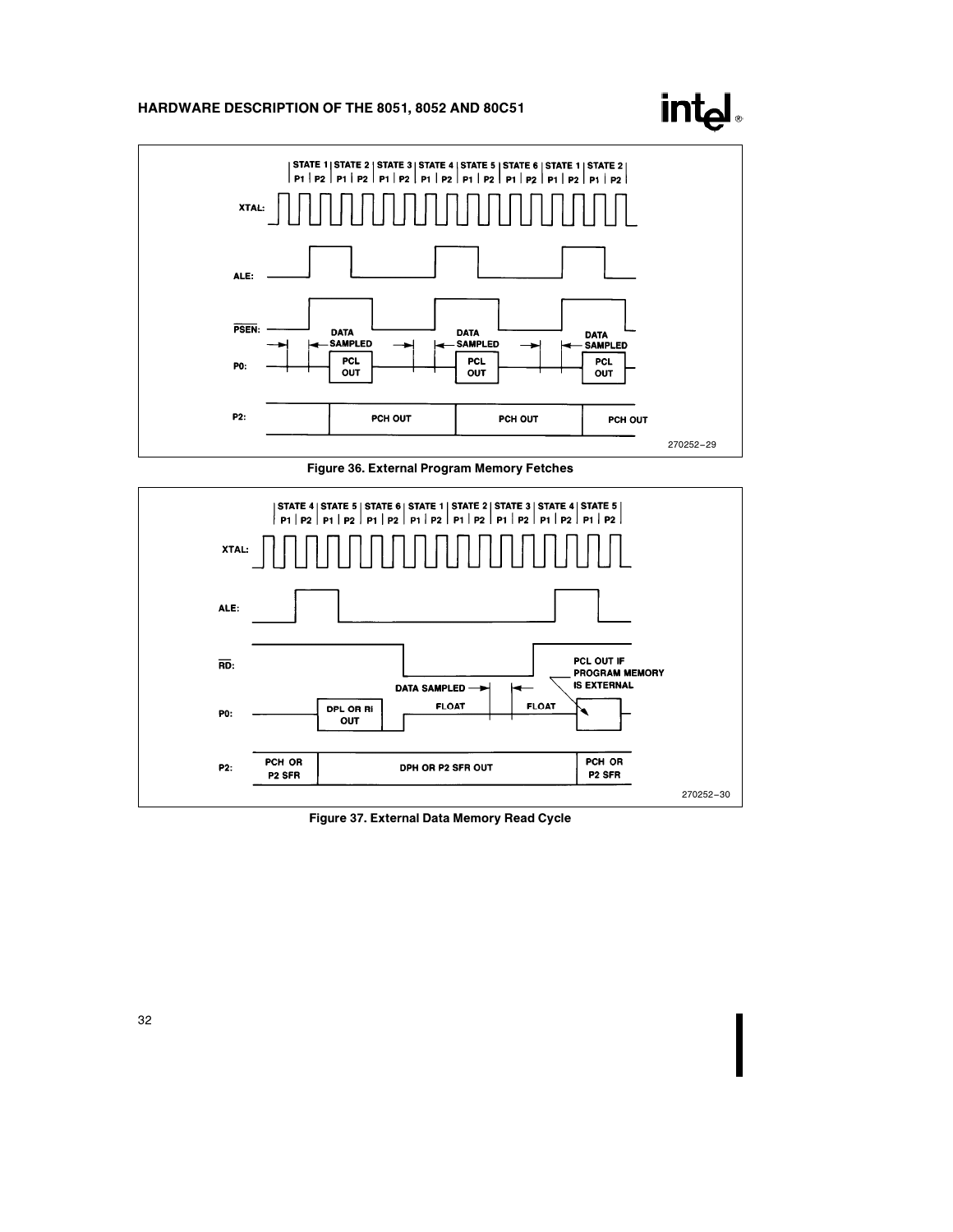Figure 36. External Program Memory Fetches

Figure 37. External Data Memory Read Cycle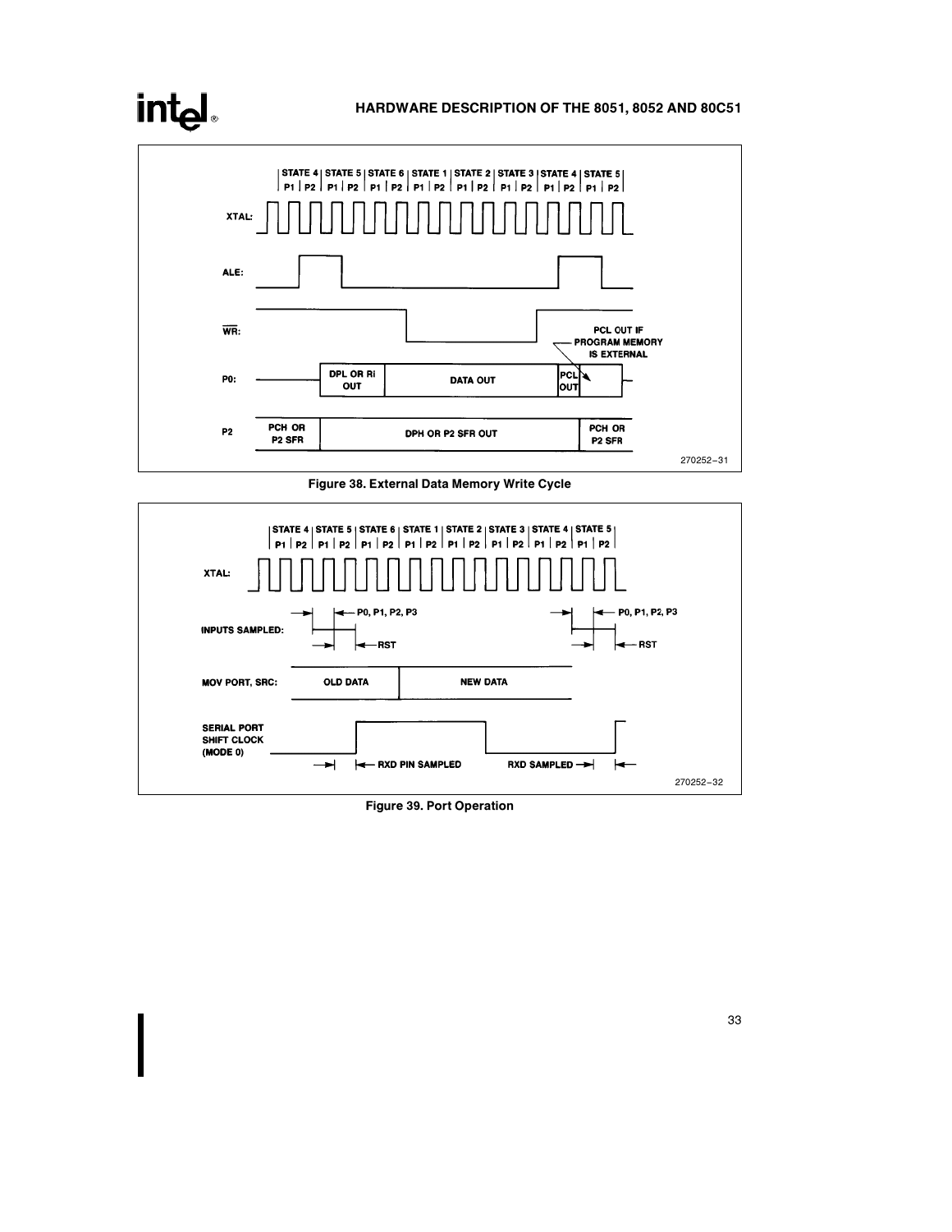Figure 38. External Data Memory Write Cycle

Figure 39. Port Operation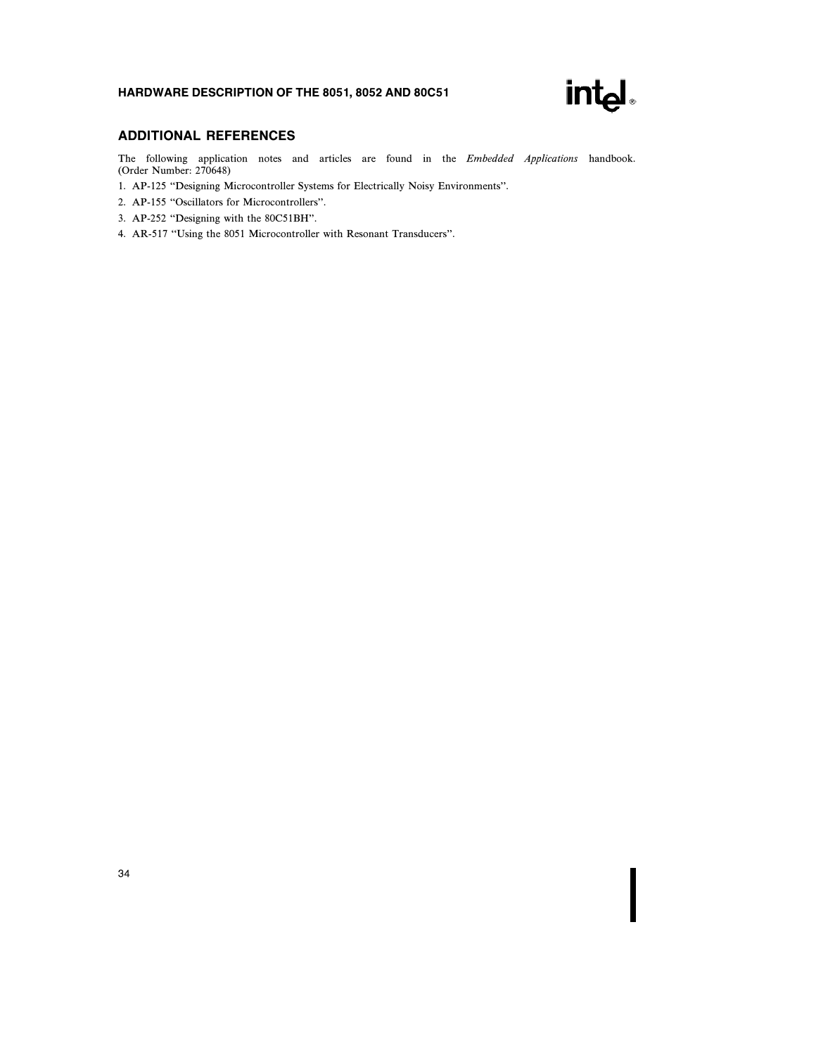## ADDITIONAL REFERENCES

The following application notes and articles are found in the *Embedded Applications* handbook. (Order Number: 270648)

1. AP-125 "Designing Microcontroller Systems for Electrically Noisy Environments".
2. AP-155 "Oscillators for Microcontrollers".
3. AP-252 "Designing with the 80C51BH".
4. AR-517 "Using the 8051 Microcontroller with Resonant Transducers".